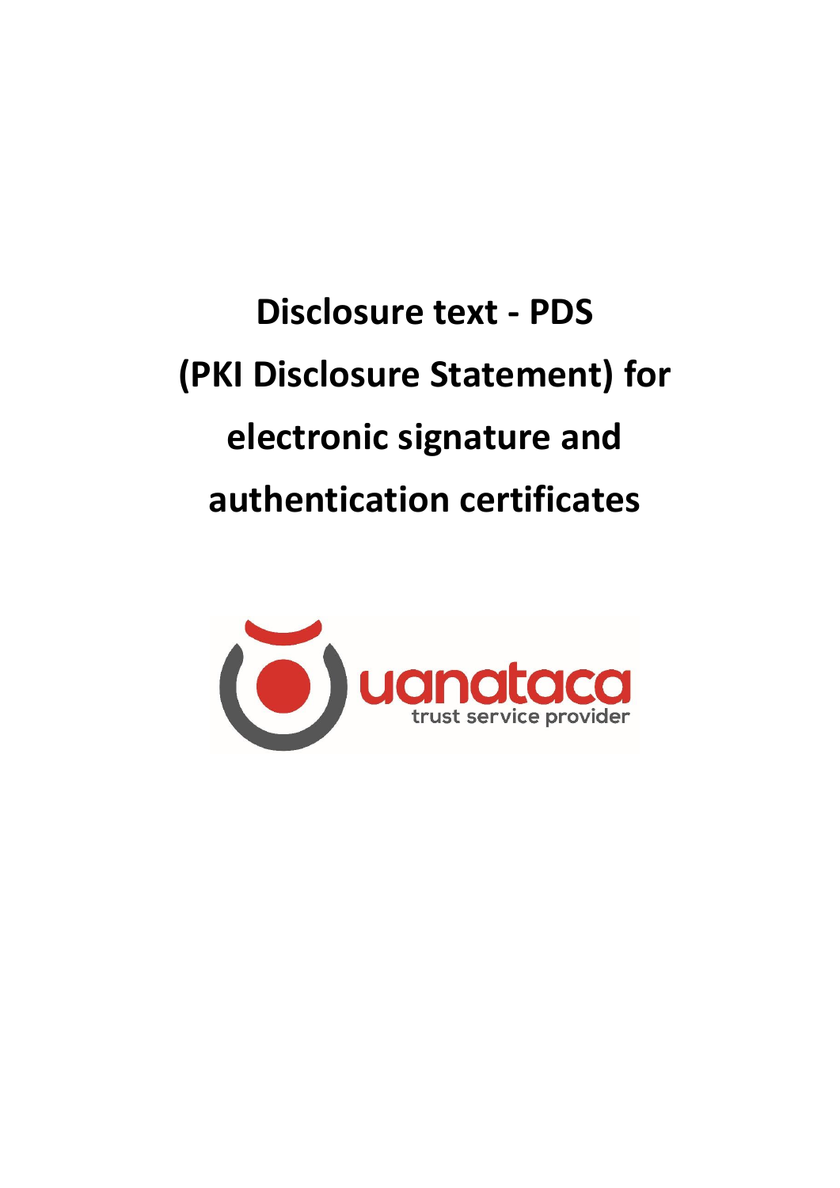# Disclosure text - PDS (PKI Disclosure Statement) for electronic signature and authentication certificates

uanataca

trust service provider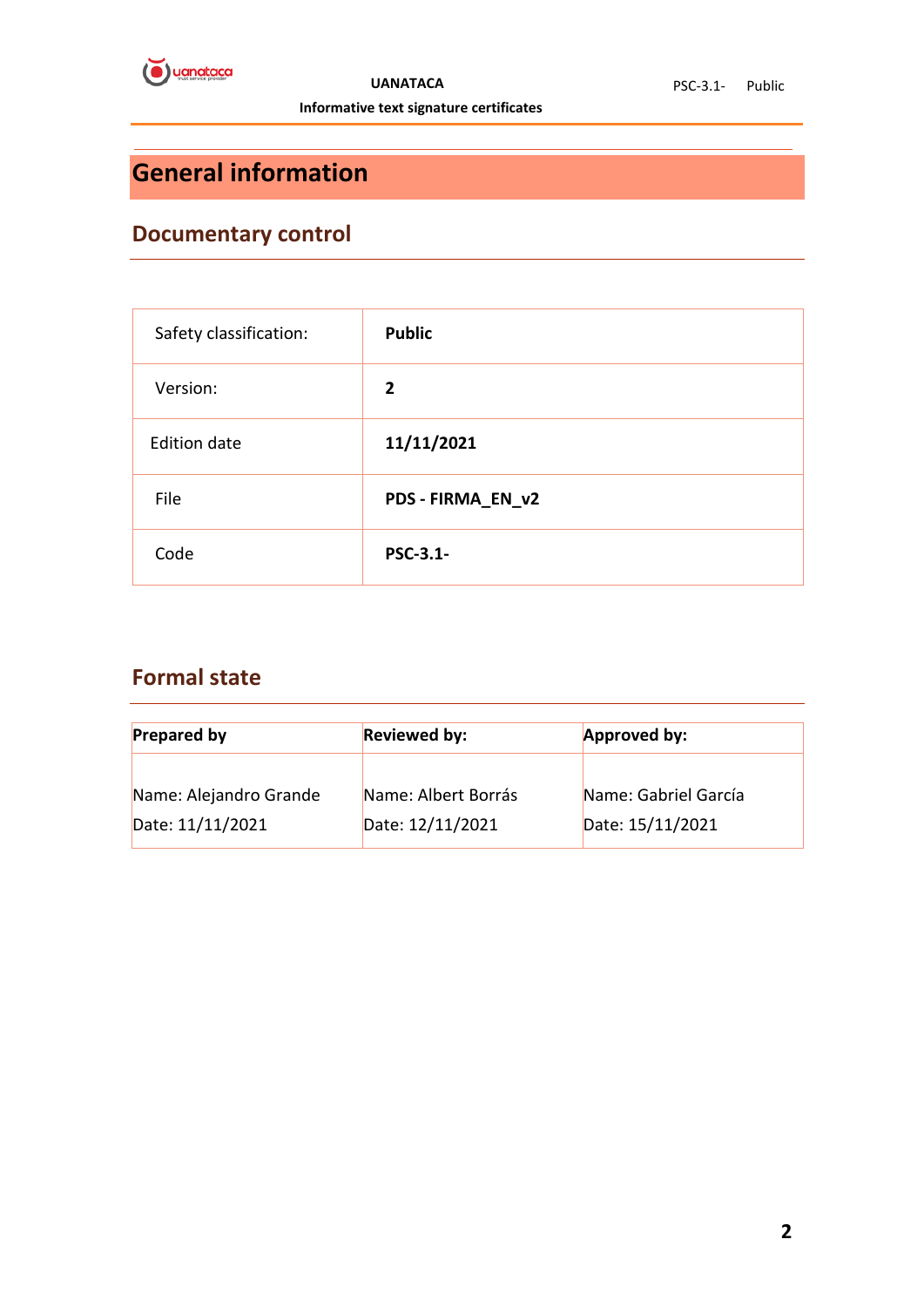# General information

## Documentary control

| Safety classification: | **Public** |
|---|---|
| Version: | **2** |
| Edition date | **11/11/2021** |
| File | **PDS - FIRMA_EN_v2** |
| Code | **PSC-3.1-** |

## Formal state

| **Prepared by** | **Reviewed by:** | **Approved by:** |
|---|---|---|
| Name: Alejandro Grande<br>Date: 11/11/2021 | Name: Albert Borrás<br>Date: 12/11/2021 | Name: Gabriel García<br>Date: 15/11/2021 |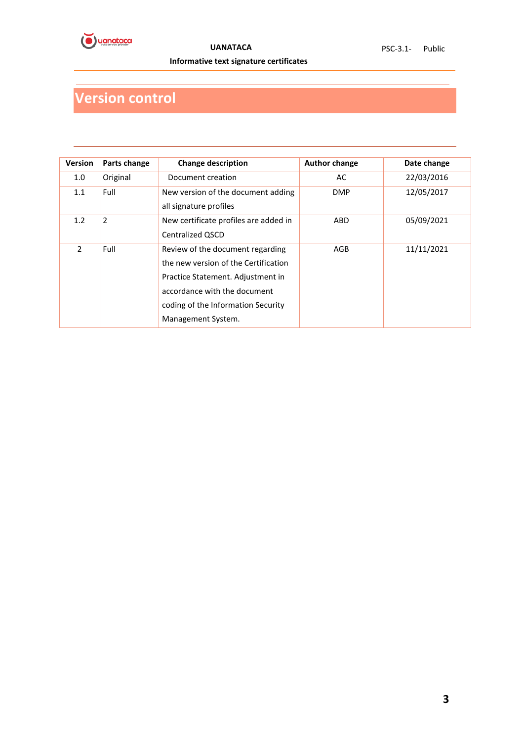# Version control

| Version | Parts change | Change description | Author change | Date change |
|---|---|---|---|---|
| 1.0 | Original | Document creation | AC | 22/03/2016 |
| 1.1 | Full | New version of the document adding all signature profiles | DMP | 12/05/2017 |
| 1.2 | 2 | New certificate profiles are added in Centralized QSCD | ABD | 05/09/2021 |
| 2 | Full | Review of the document regarding the new version of the Certification Practice Statement. Adjustment in accordance with the document coding of the Information Security Management System. | AGB | 11/11/2021 |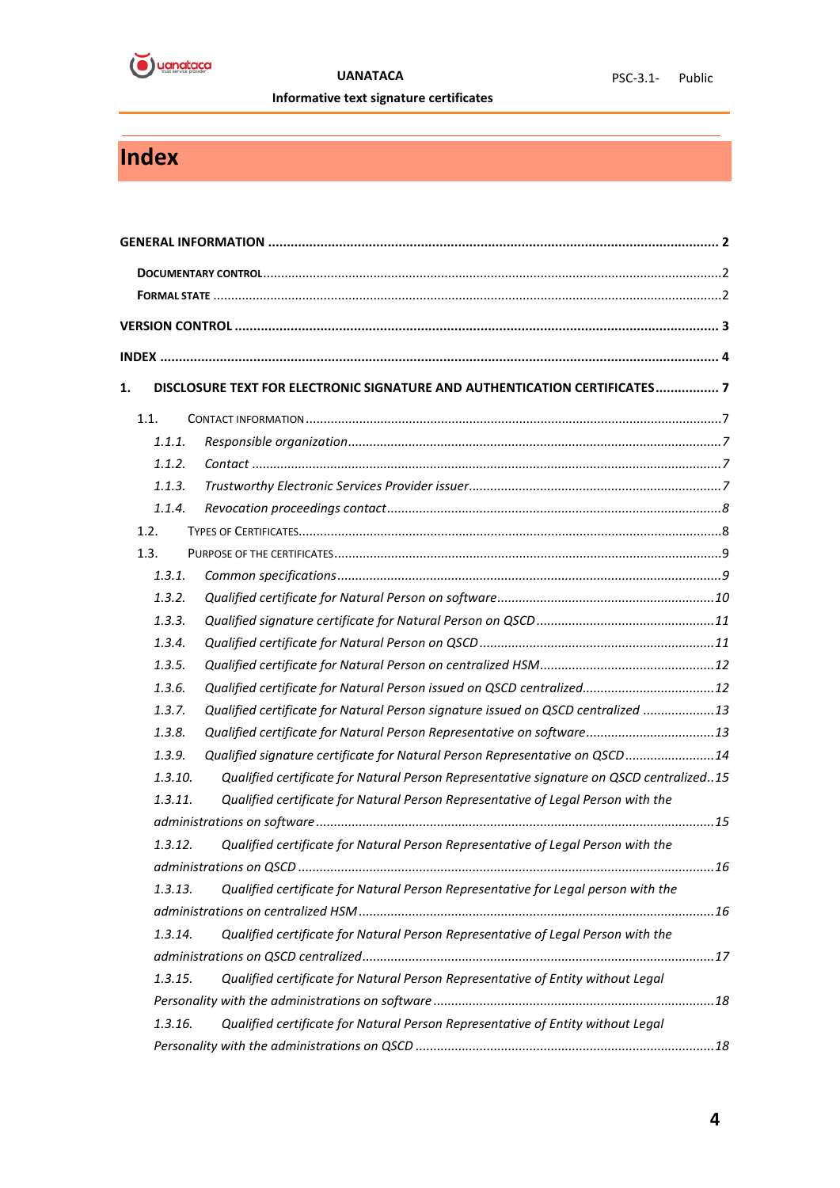# Index

**GENERAL INFORMATION** .......... **2**

Documentary control .......... 2

Formal state .......... 2

**VERSION CONTROL** .......... **3**

**INDEX** .......... **4**

**1. DISCLOSURE TEXT FOR ELECTRONIC SIGNATURE AND AUTHENTICATION CERTIFICATES** .......... **7**

1.1. Contact information .......... 7

*1.1.1. Responsible organization* .......... *7*

*1.1.2. Contact* .......... *7*

*1.1.3. Trustworthy Electronic Services Provider issuer* .......... *7*

*1.1.4. Revocation proceedings contact* .......... *8*

1.2. Types of Certificates .......... 8

1.3. Purpose of the certificates .......... 9

*1.3.1. Common specifications* .......... *9*

*1.3.2. Qualified certificate for Natural Person on software* .......... *10*

*1.3.3. Qualified signature certificate for Natural Person on QSCD* .......... *11*

*1.3.4. Qualified certificate for Natural Person on QSCD* .......... *11*

*1.3.5. Qualified certificate for Natural Person on centralized HSM* .......... *12*

*1.3.6. Qualified certificate for Natural Person issued on QSCD centralized* .......... *12*

*1.3.7. Qualified certificate for Natural Person signature issued on QSCD centralized* .......... *13*

*1.3.8. Qualified certificate for Natural Person Representative on software* .......... *13*

*1.3.9. Qualified signature certificate for Natural Person Representative on QSCD* .......... *14*

*1.3.10. Qualified certificate for Natural Person Representative signature on QSCD centralized* .......... *15*

*1.3.11. Qualified certificate for Natural Person Representative of Legal Person with the administrations on software* .......... *15*

*1.3.12. Qualified certificate for Natural Person Representative of Legal Person with the administrations on QSCD* .......... *16*

*1.3.13. Qualified certificate for Natural Person Representative for Legal person with the administrations on centralized HSM* .......... *16*

*1.3.14. Qualified certificate for Natural Person Representative of Legal Person with the administrations on QSCD centralized* .......... *17*

*1.3.15. Qualified certificate for Natural Person Representative of Entity without Legal Personality with the administrations on software* .......... *18*

*1.3.16. Qualified certificate for Natural Person Representative of Entity without Legal Personality with the administrations on QSCD* .......... *18*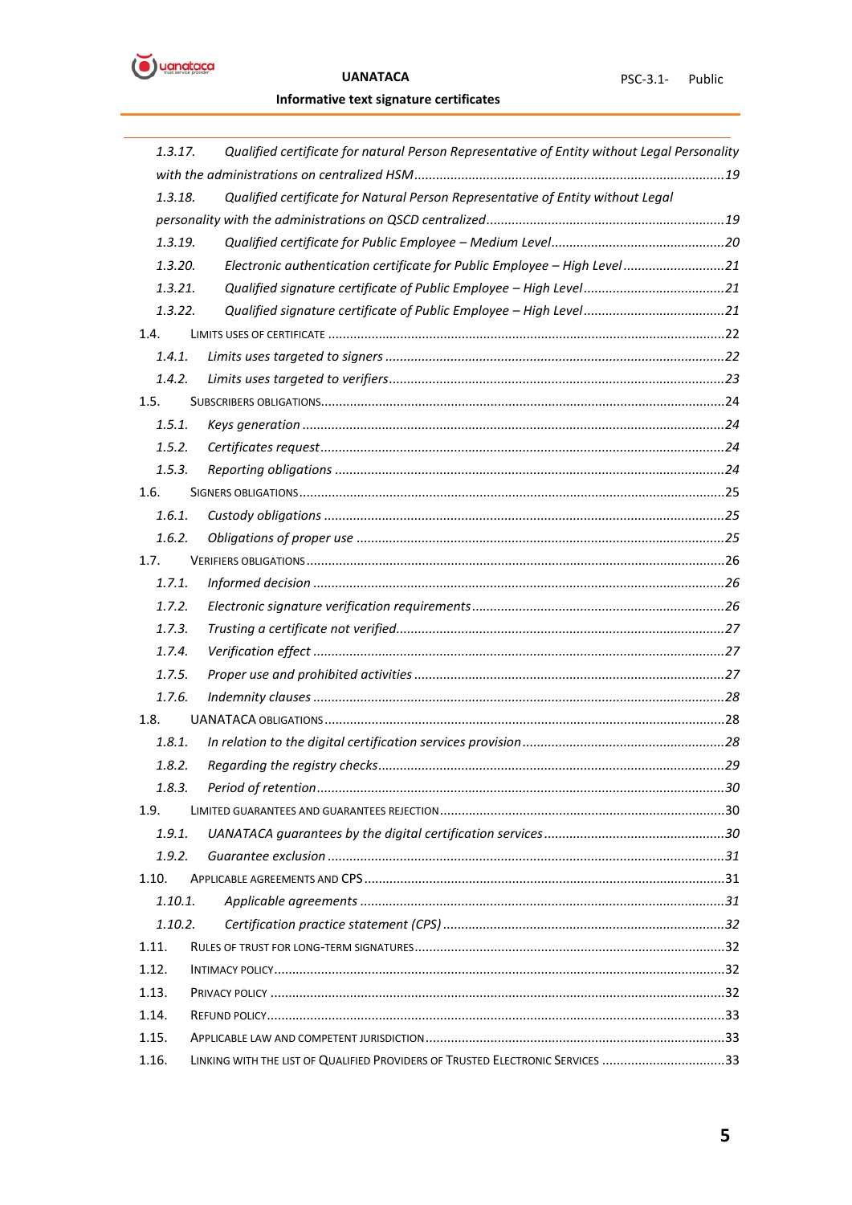1.3.17. *Qualified certificate for natural Person Representative of Entity without Legal Personality with the administrations on centralized HSM* ....19

1.3.18. *Qualified certificate for Natural Person Representative of Entity without Legal personality with the administrations on QSCD centralized* ....19

1.3.19. *Qualified certificate for Public Employee – Medium Level* ....20

1.3.20. *Electronic authentication certificate for Public Employee – High Level* ....21

1.3.21. *Qualified signature certificate of Public Employee – High Level* ....21

1.3.22. *Qualified signature certificate of Public Employee – High Level* ....21

1.4. LIMITS USES OF CERTIFICATE ....22

1.4.1. *Limits uses targeted to signers* ....22

1.4.2. *Limits uses targeted to verifiers* ....23

1.5. SUBSCRIBERS OBLIGATIONS ....24

1.5.1. *Keys generation* ....24

1.5.2. *Certificates request* ....24

1.5.3. *Reporting obligations* ....24

1.6. SIGNERS OBLIGATIONS ....25

1.6.1. *Custody obligations* ....25

1.6.2. *Obligations of proper use* ....25

1.7. VERIFIERS OBLIGATIONS ....26

1.7.1. *Informed decision* ....26

1.7.2. *Electronic signature verification requirements* ....26

1.7.3. *Trusting a certificate not verified* ....27

1.7.4. *Verification effect* ....27

1.7.5. *Proper use and prohibited activities* ....27

1.7.6. *Indemnity clauses* ....28

1.8. UANATACA OBLIGATIONS ....28

1.8.1. *In relation to the digital certification services provision* ....28

1.8.2. *Regarding the registry checks* ....29

1.8.3. *Period of retention* ....30

1.9. LIMITED GUARANTEES AND GUARANTEES REJECTION ....30

1.9.1. *UANATACA guarantees by the digital certification services* ....30

1.9.2. *Guarantee exclusion* ....31

1.10. APPLICABLE AGREEMENTS AND CPS ....31

1.10.1. *Applicable agreements* ....31

1.10.2. *Certification practice statement (CPS)* ....32

1.11. RULES OF TRUST FOR LONG-TERM SIGNATURES ....32

1.12. INTIMACY POLICY ....32

1.13. PRIVACY POLICY ....32

1.14. REFUND POLICY ....33

1.15. APPLICABLE LAW AND COMPETENT JURISDICTION ....33

1.16. LINKING WITH THE LIST OF QUALIFIED PROVIDERS OF TRUSTED ELECTRONIC SERVICES ....33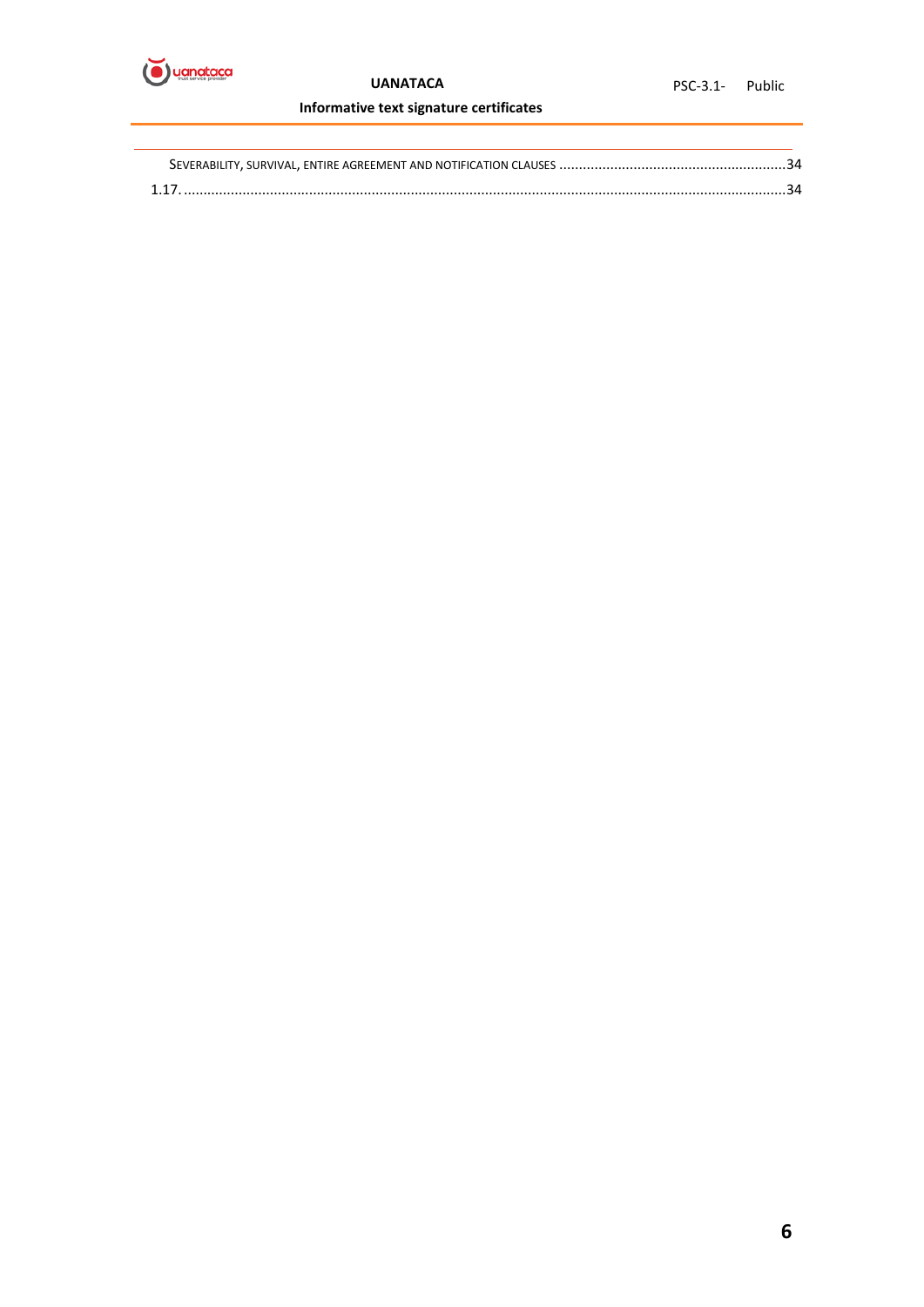SEVERABILITY, SURVIVAL, ENTIRE AGREEMENT AND NOTIFICATION CLAUSES ..........................................................34

1.17. ..........................................................................................................................................................34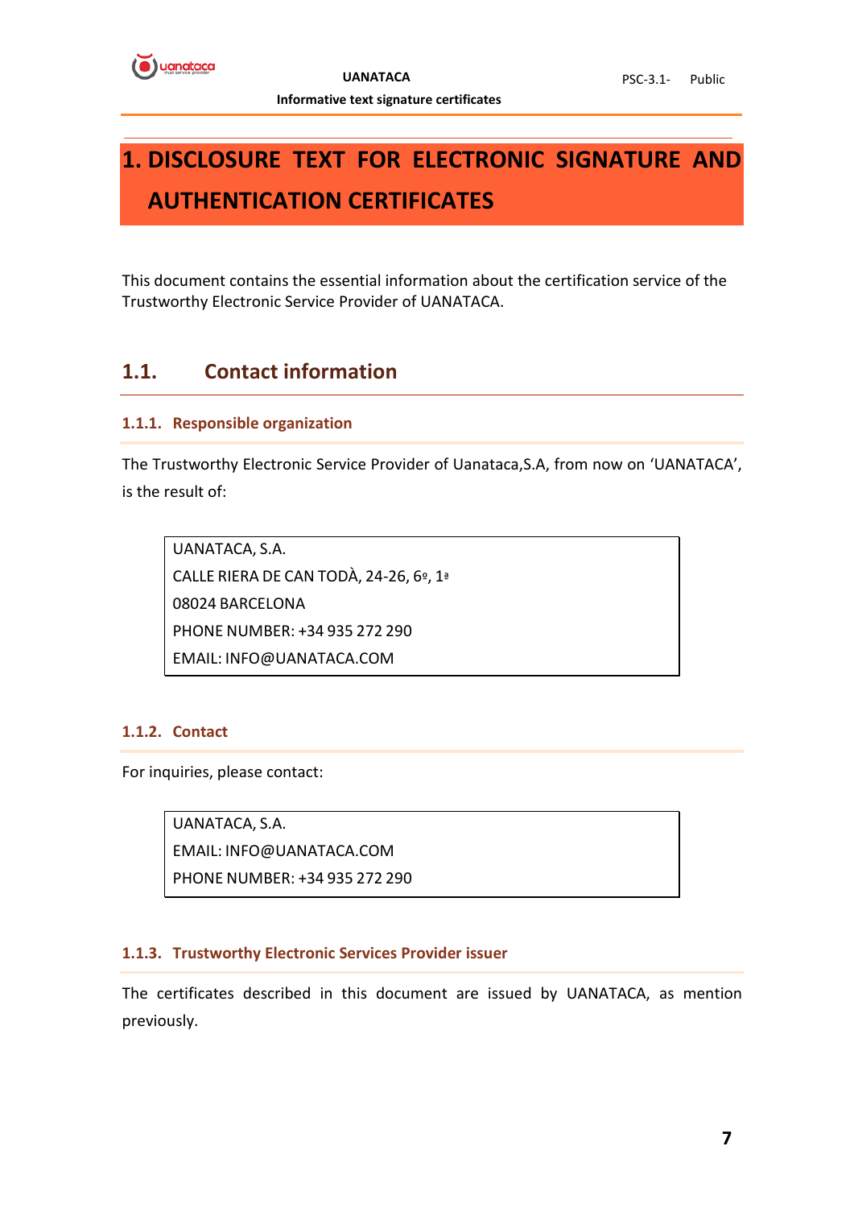# 1. DISCLOSURE TEXT FOR ELECTRONIC SIGNATURE AND AUTHENTICATION CERTIFICATES

This document contains the essential information about the certification service of the Trustworthy Electronic Service Provider of UANATACA.

## 1.1. Contact information

### 1.1.1. Responsible organization

The Trustworthy Electronic Service Provider of Uanataca,S.A, from now on 'UANATACA', is the result of:

UANATACA, S.A.
CALLE RIERA DE CAN TODÀ, 24-26, 6º, 1ª
08024 BARCELONA
PHONE NUMBER: +34 935 272 290
EMAIL: INFO@UANATACA.COM

### 1.1.2. Contact

For inquiries, please contact:

UANATACA, S.A.
EMAIL: INFO@UANATACA.COM
PHONE NUMBER: +34 935 272 290

### 1.1.3. Trustworthy Electronic Services Provider issuer

The certificates described in this document are issued by UANATACA, as mention previously.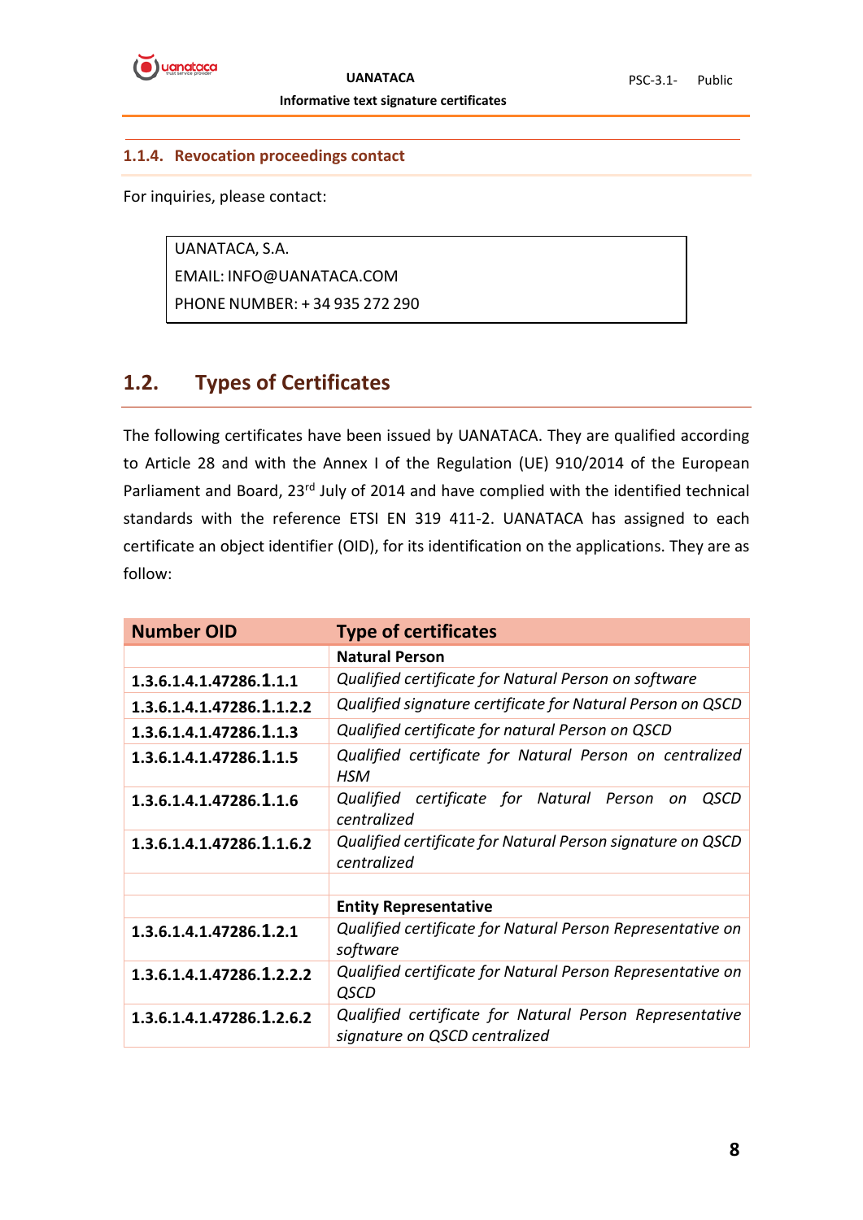#### 1.1.4. Revocation proceedings contact

For inquiries, please contact:

UANATACA, S.A.
EMAIL: INFO@UANATACA.COM
PHONE NUMBER: + 34 935 272 290

## 1.2. Types of Certificates

The following certificates have been issued by UANATACA. They are qualified according to Article 28 and with the Annex I of the Regulation (UE) 910/2014 of the European Parliament and Board, 23rd July of 2014 and have complied with the identified technical standards with the reference ETSI EN 319 411-2. UANATACA has assigned to each certificate an object identifier (OID), for its identification on the applications. They are as follow:

| Number OID | Type of certificates |
|---|---|
| | **Natural Person** |
| **1.3.6.1.4.1.47286.1.1.1** | *Qualified certificate for Natural Person on software* |
| **1.3.6.1.4.1.47286.1.1.2.2** | *Qualified signature certificate for Natural Person on QSCD* |
| **1.3.6.1.4.1.47286.1.1.3** | *Qualified certificate for natural Person on QSCD* |
| **1.3.6.1.4.1.47286.1.1.5** | *Qualified certificate for Natural Person on centralized HSM* |
| **1.3.6.1.4.1.47286.1.1.6** | *Qualified certificate for Natural Person on QSCD centralized* |
| **1.3.6.1.4.1.47286.1.1.6.2** | *Qualified certificate for Natural Person signature on QSCD centralized* |
| | |
| | **Entity Representative** |
| **1.3.6.1.4.1.47286.1.2.1** | *Qualified certificate for Natural Person Representative on software* |
| **1.3.6.1.4.1.47286.1.2.2.2** | *Qualified certificate for Natural Person Representative on QSCD* |
| **1.3.6.1.4.1.47286.1.2.6.2** | *Qualified certificate for Natural Person Representative signature on QSCD centralized* |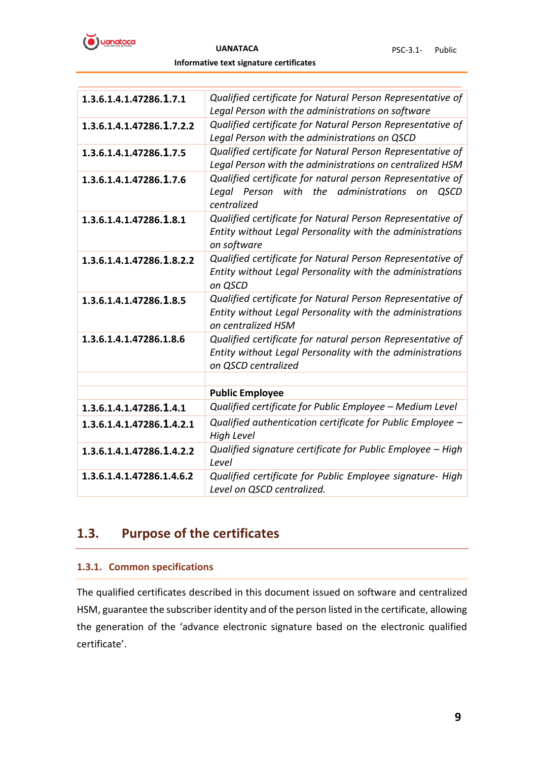| | |
|---|---|
| **1.3.6.1.4.1.47286.1.7.1** | *Qualified certificate for Natural Person Representative of Legal Person with the administrations on software* |
| **1.3.6.1.4.1.47286.1.7.2.2** | *Qualified certificate for Natural Person Representative of Legal Person with the administrations on QSCD* |
| **1.3.6.1.4.1.47286.1.7.5** | *Qualified certificate for Natural Person Representative of Legal Person with the administrations on centralized HSM* |
| **1.3.6.1.4.1.47286.1.7.6** | *Qualified certificate for natural person Representative of Legal Person with the administrations on QSCD centralized* |
| **1.3.6.1.4.1.47286.1.8.1** | *Qualified certificate for Natural Person Representative of Entity without Legal Personality with the administrations on software* |
| **1.3.6.1.4.1.47286.1.8.2.2** | *Qualified certificate for Natural Person Representative of Entity without Legal Personality with the administrations on QSCD* |
| **1.3.6.1.4.1.47286.1.8.5** | *Qualified certificate for Natural Person Representative of Entity without Legal Personality with the administrations on centralized HSM* |
| **1.3.6.1.4.1.47286.1.8.6** | *Qualified certificate for natural person Representative of Entity without Legal Personality with the administrations on QSCD centralized* |
| | |
| | **Public Employee** |
| **1.3.6.1.4.1.47286.1.4.1** | *Qualified certificate for Public Employee – Medium Level* |
| **1.3.6.1.4.1.47286.1.4.2.1** | *Qualified authentication certificate for Public Employee – High Level* |
| **1.3.6.1.4.1.47286.1.4.2.2** | *Qualified signature certificate for Public Employee – High Level* |
| **1.3.6.1.4.1.47286.1.4.6.2** | *Qualified certificate for Public Employee signature- High Level on QSCD centralized.* |

## 1.3. Purpose of the certificates

### 1.3.1. Common specifications

The qualified certificates described in this document issued on software and centralized HSM, guarantee the subscriber identity and of the person listed in the certificate, allowing the generation of the 'advance electronic signature based on the electronic qualified certificate'.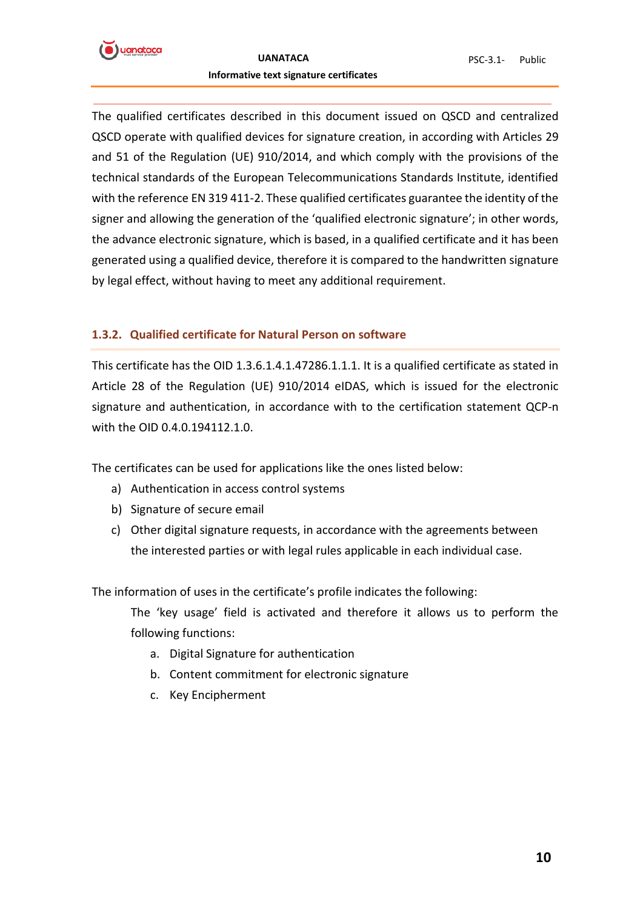The qualified certificates described in this document issued on QSCD and centralized QSCD operate with qualified devices for signature creation, in according with Articles 29 and 51 of the Regulation (UE) 910/2014, and which comply with the provisions of the technical standards of the European Telecommunications Standards Institute, identified with the reference EN 319 411-2. These qualified certificates guarantee the identity of the signer and allowing the generation of the 'qualified electronic signature'; in other words, the advance electronic signature, which is based, in a qualified certificate and it has been generated using a qualified device, therefore it is compared to the handwritten signature by legal effect, without having to meet any additional requirement.

### 1.3.2. Qualified certificate for Natural Person on software

This certificate has the OID 1.3.6.1.4.1.47286.1.1.1. It is a qualified certificate as stated in Article 28 of the Regulation (UE) 910/2014 eIDAS, which is issued for the electronic signature and authentication, in accordance with to the certification statement QCP-n with the OID 0.4.0.194112.1.0.

The certificates can be used for applications like the ones listed below:

a) Authentication in access control systems
b) Signature of secure email
c) Other digital signature requests, in accordance with the agreements between the interested parties or with legal rules applicable in each individual case.

The information of uses in the certificate's profile indicates the following:

The 'key usage' field is activated and therefore it allows us to perform the following functions:

a. Digital Signature for authentication
b. Content commitment for electronic signature
c. Key Encipherment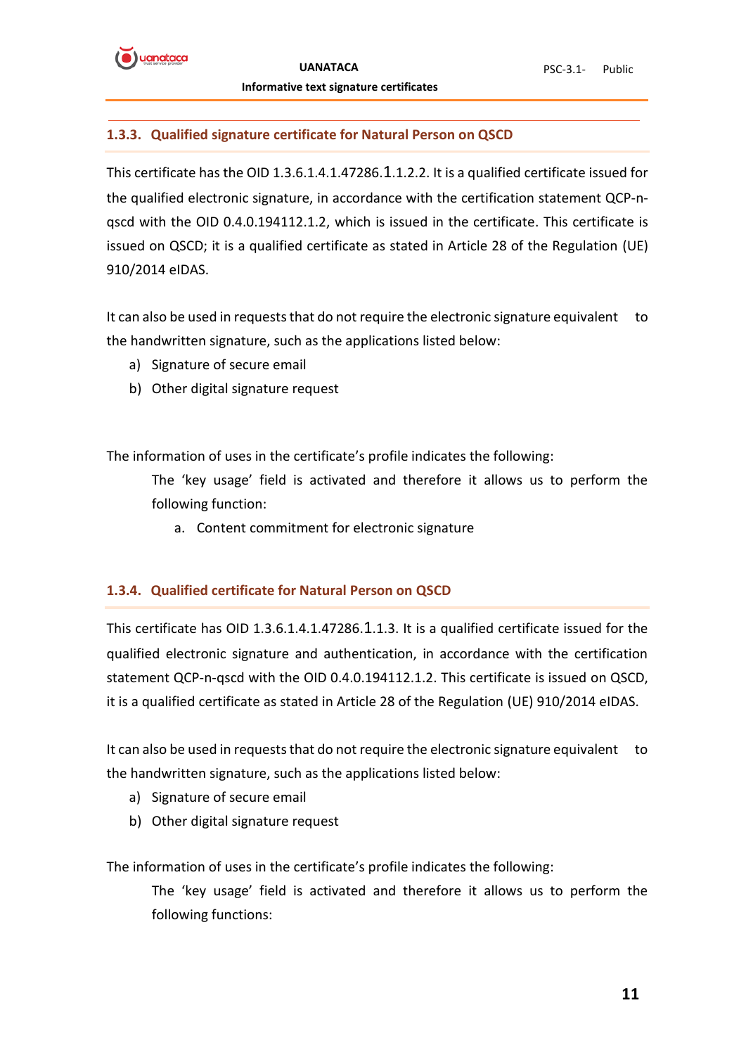### 1.3.3. Qualified signature certificate for Natural Person on QSCD

This certificate has the OID 1.3.6.1.4.1.47286.1.1.2.2. It is a qualified certificate issued for the qualified electronic signature, in accordance with the certification statement QCP-n-qscd with the OID 0.4.0.194112.1.2, which is issued in the certificate. This certificate is issued on QSCD; it is a qualified certificate as stated in Article 28 of the Regulation (UE) 910/2014 eIDAS.

It can also be used in requests that do not require the electronic signature equivalent to the handwritten signature, such as the applications listed below:

a) Signature of secure email
b) Other digital signature request

The information of uses in the certificate's profile indicates the following:

The 'key usage' field is activated and therefore it allows us to perform the following function:

a. Content commitment for electronic signature

### 1.3.4. Qualified certificate for Natural Person on QSCD

This certificate has OID 1.3.6.1.4.1.47286.1.1.3. It is a qualified certificate issued for the qualified electronic signature and authentication, in accordance with the certification statement QCP-n-qscd with the OID 0.4.0.194112.1.2. This certificate is issued on QSCD, it is a qualified certificate as stated in Article 28 of the Regulation (UE) 910/2014 eIDAS.

It can also be used in requests that do not require the electronic signature equivalent to the handwritten signature, such as the applications listed below:

a) Signature of secure email
b) Other digital signature request

The information of uses in the certificate's profile indicates the following:

The 'key usage' field is activated and therefore it allows us to perform the following functions: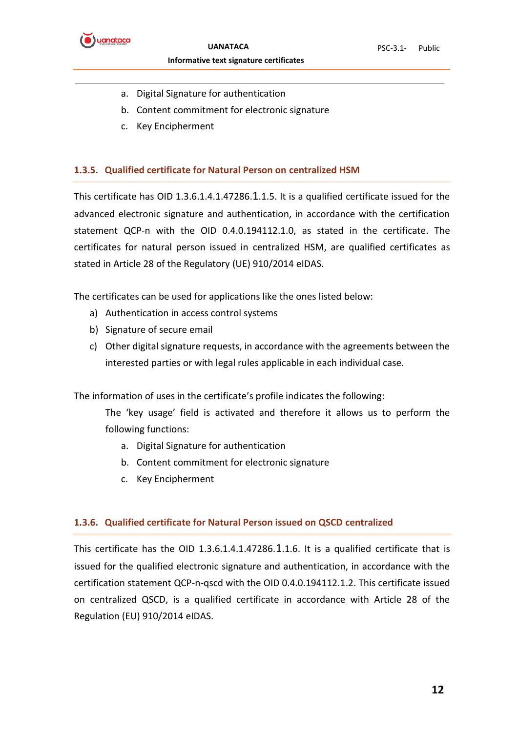a. Digital Signature for authentication
b. Content commitment for electronic signature
c. Key Encipherment

### 1.3.5. Qualified certificate for Natural Person on centralized HSM

This certificate has OID 1.3.6.1.4.1.47286.1.1.5. It is a qualified certificate issued for the advanced electronic signature and authentication, in accordance with the certification statement QCP-n with the OID 0.4.0.194112.1.0, as stated in the certificate. The certificates for natural person issued in centralized HSM, are qualified certificates as stated in Article 28 of the Regulatory (UE) 910/2014 eIDAS.

The certificates can be used for applications like the ones listed below:

a) Authentication in access control systems
b) Signature of secure email
c) Other digital signature requests, in accordance with the agreements between the interested parties or with legal rules applicable in each individual case.

The information of uses in the certificate's profile indicates the following:

The 'key usage' field is activated and therefore it allows us to perform the following functions:

a. Digital Signature for authentication
b. Content commitment for electronic signature
c. Key Encipherment

### 1.3.6. Qualified certificate for Natural Person issued on QSCD centralized

This certificate has the OID 1.3.6.1.4.1.47286.1.1.6. It is a qualified certificate that is issued for the qualified electronic signature and authentication, in accordance with the certification statement QCP-n-qscd with the OID 0.4.0.194112.1.2. This certificate issued on centralized QSCD, is a qualified certificate in accordance with Article 28 of the Regulation (EU) 910/2014 eIDAS.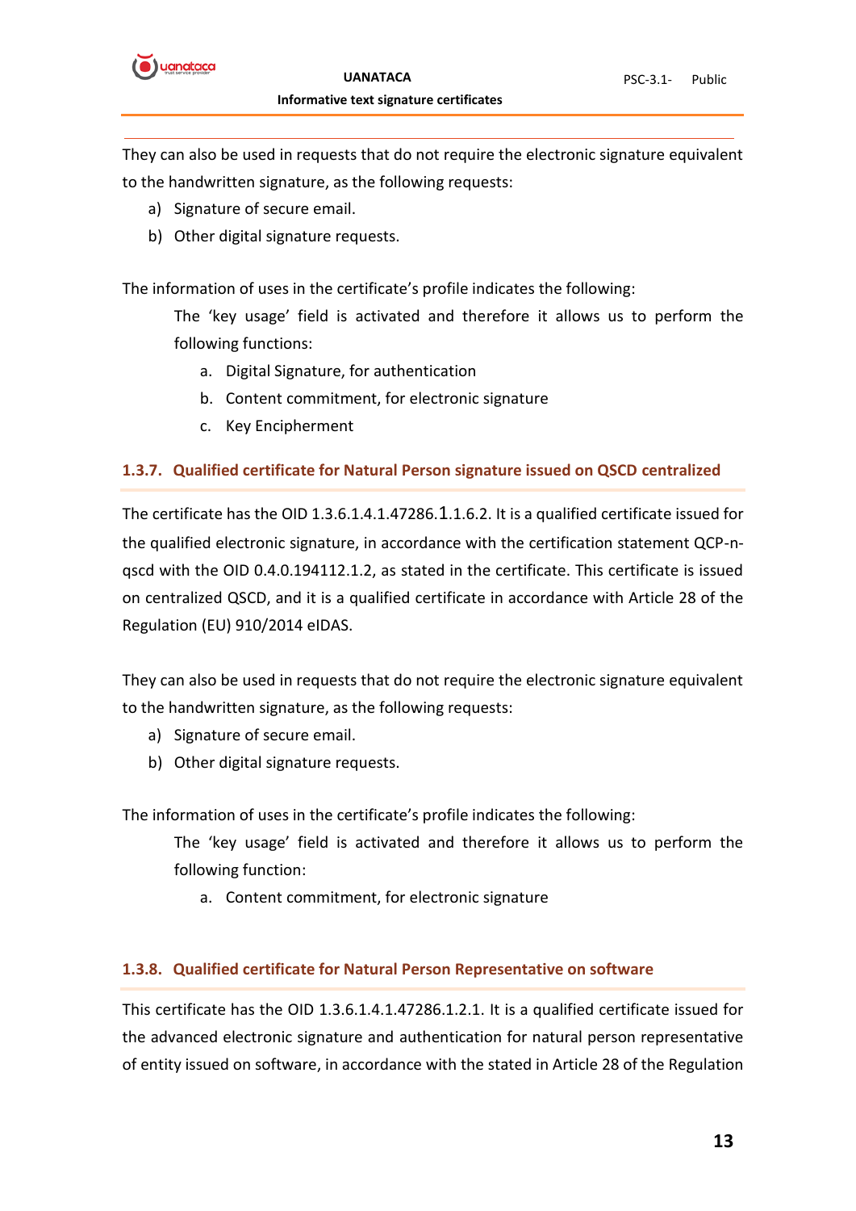They can also be used in requests that do not require the electronic signature equivalent to the handwritten signature, as the following requests:

a) Signature of secure email.
b) Other digital signature requests.

The information of uses in the certificate's profile indicates the following:

The 'key usage' field is activated and therefore it allows us to perform the following functions:

a. Digital Signature, for authentication
b. Content commitment, for electronic signature
c. Key Encipherment

### 1.3.7. Qualified certificate for Natural Person signature issued on QSCD centralized

The certificate has the OID 1.3.6.1.4.1.47286.1.1.6.2. It is a qualified certificate issued for the qualified electronic signature, in accordance with the certification statement QCP-n-qscd with the OID 0.4.0.194112.1.2, as stated in the certificate. This certificate is issued on centralized QSCD, and it is a qualified certificate in accordance with Article 28 of the Regulation (EU) 910/2014 eIDAS.

They can also be used in requests that do not require the electronic signature equivalent to the handwritten signature, as the following requests:

a) Signature of secure email.
b) Other digital signature requests.

The information of uses in the certificate's profile indicates the following:

The 'key usage' field is activated and therefore it allows us to perform the following function:

a. Content commitment, for electronic signature

### 1.3.8. Qualified certificate for Natural Person Representative on software

This certificate has the OID 1.3.6.1.4.1.47286.1.2.1. It is a qualified certificate issued for the advanced electronic signature and authentication for natural person representative of entity issued on software, in accordance with the stated in Article 28 of the Regulation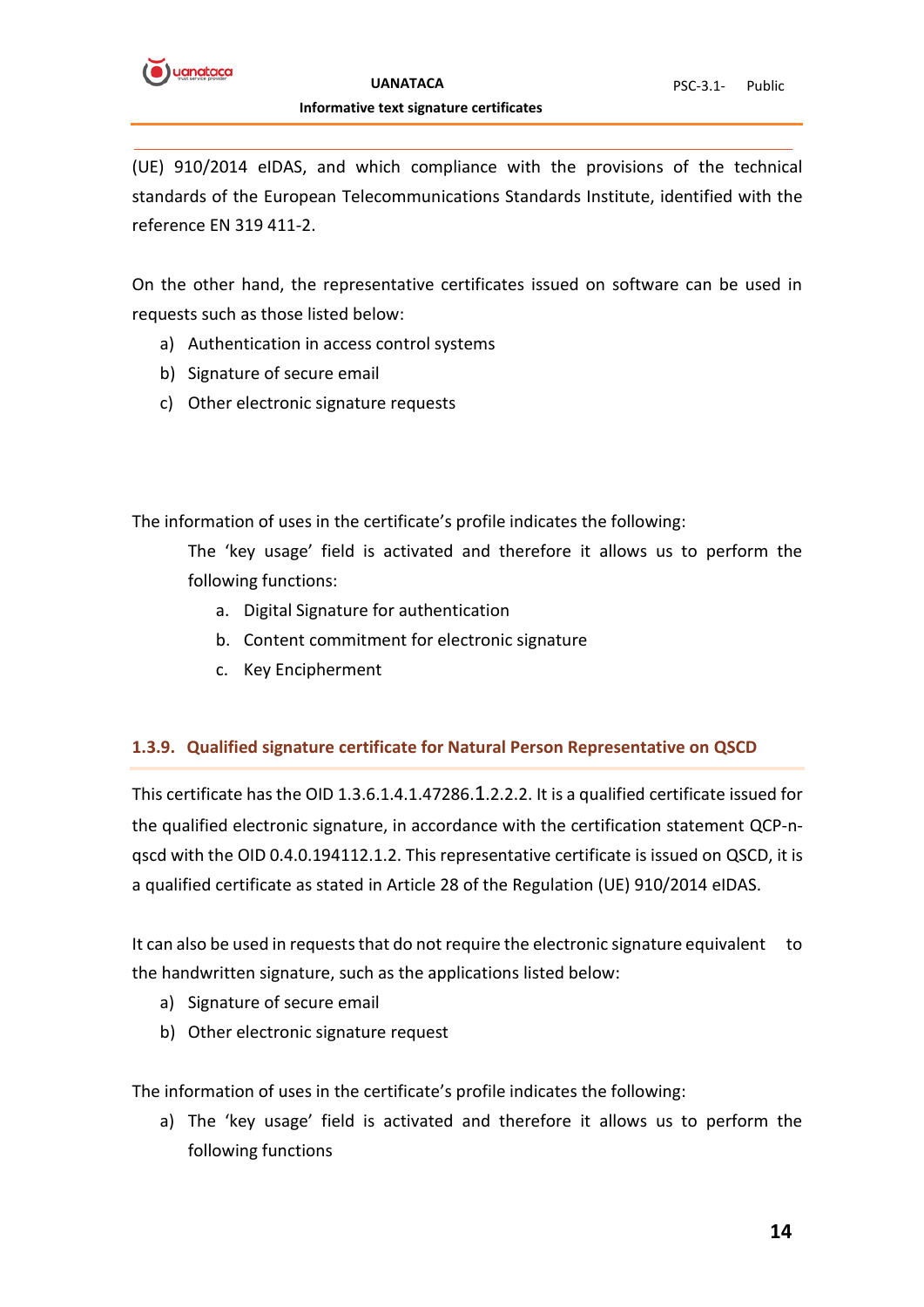(UE) 910/2014 eIDAS, and which compliance with the provisions of the technical standards of the European Telecommunications Standards Institute, identified with the reference EN 319 411-2.

On the other hand, the representative certificates issued on software can be used in requests such as those listed below:

a) Authentication in access control systems
b) Signature of secure email
c) Other electronic signature requests

The information of uses in the certificate's profile indicates the following:

The 'key usage' field is activated and therefore it allows us to perform the following functions:

a. Digital Signature for authentication
b. Content commitment for electronic signature
c. Key Encipherment

### 1.3.9. Qualified signature certificate for Natural Person Representative on QSCD

This certificate has the OID 1.3.6.1.4.1.47286.1.2.2.2. It is a qualified certificate issued for the qualified electronic signature, in accordance with the certification statement QCP-n-qscd with the OID 0.4.0.194112.1.2. This representative certificate is issued on QSCD, it is a qualified certificate as stated in Article 28 of the Regulation (UE) 910/2014 eIDAS.

It can also be used in requests that do not require the electronic signature equivalent to the handwritten signature, such as the applications listed below:

a) Signature of secure email
b) Other electronic signature request

The information of uses in the certificate's profile indicates the following:

a) The 'key usage' field is activated and therefore it allows us to perform the following functions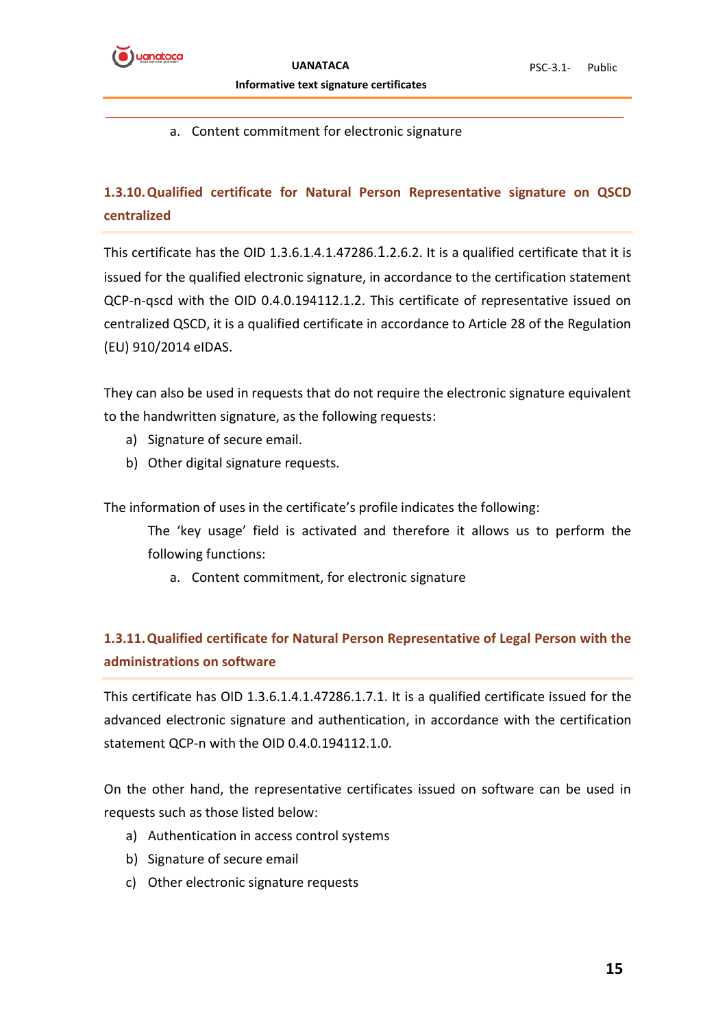a. Content commitment for electronic signature

### 1.3.10. Qualified certificate for Natural Person Representative signature on QSCD centralized

This certificate has the OID 1.3.6.1.4.1.47286.1.2.6.2. It is a qualified certificate that it is issued for the qualified electronic signature, in accordance to the certification statement QCP-n-qscd with the OID 0.4.0.194112.1.2. This certificate of representative issued on centralized QSCD, it is a qualified certificate in accordance to Article 28 of the Regulation (EU) 910/2014 eIDAS.

They can also be used in requests that do not require the electronic signature equivalent to the handwritten signature, as the following requests:

a) Signature of secure email.
b) Other digital signature requests.

The information of uses in the certificate's profile indicates the following:

The 'key usage' field is activated and therefore it allows us to perform the following functions:

a. Content commitment, for electronic signature

### 1.3.11. Qualified certificate for Natural Person Representative of Legal Person with the administrations on software

This certificate has OID 1.3.6.1.4.1.47286.1.7.1. It is a qualified certificate issued for the advanced electronic signature and authentication, in accordance with the certification statement QCP-n with the OID 0.4.0.194112.1.0.

On the other hand, the representative certificates issued on software can be used in requests such as those listed below:

a) Authentication in access control systems
b) Signature of secure email
c) Other electronic signature requests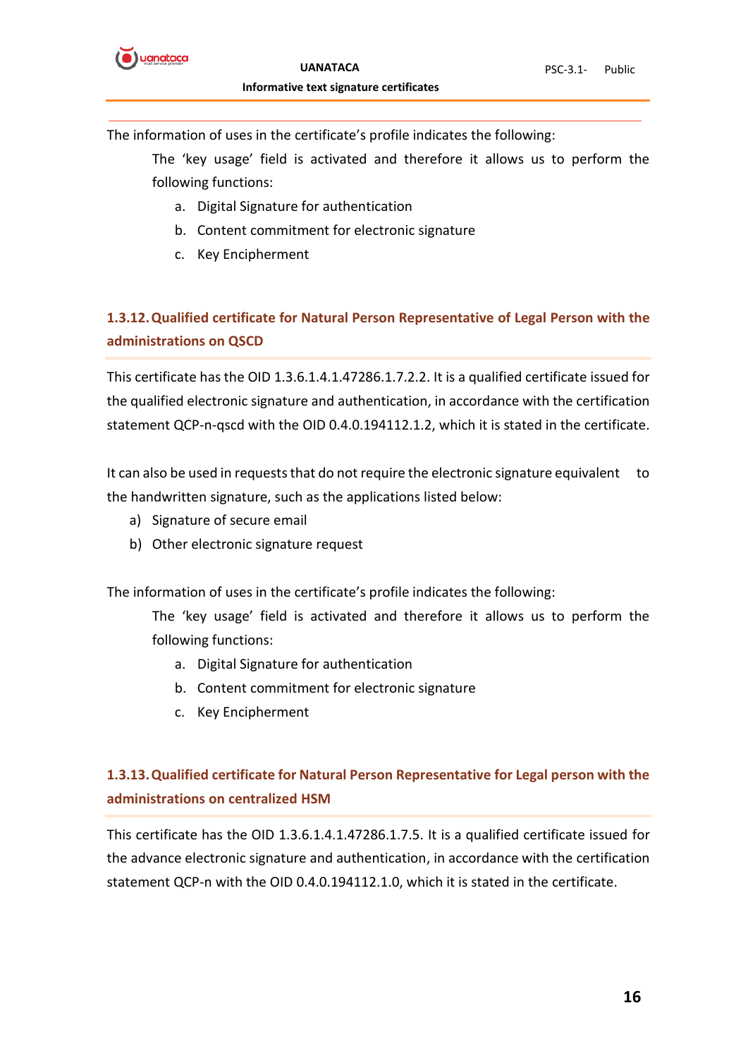The information of uses in the certificate's profile indicates the following:

The 'key usage' field is activated and therefore it allows us to perform the following functions:

a. Digital Signature for authentication
b. Content commitment for electronic signature
c. Key Encipherment

### 1.3.12. Qualified certificate for Natural Person Representative of Legal Person with the administrations on QSCD

This certificate has the OID 1.3.6.1.4.1.47286.1.7.2.2. It is a qualified certificate issued for the qualified electronic signature and authentication, in accordance with the certification statement QCP-n-qscd with the OID 0.4.0.194112.1.2, which it is stated in the certificate.

It can also be used in requests that do not require the electronic signature equivalent to the handwritten signature, such as the applications listed below:

a) Signature of secure email
b) Other electronic signature request

The information of uses in the certificate's profile indicates the following:

The 'key usage' field is activated and therefore it allows us to perform the following functions:

a. Digital Signature for authentication
b. Content commitment for electronic signature
c. Key Encipherment

### 1.3.13. Qualified certificate for Natural Person Representative for Legal person with the administrations on centralized HSM

This certificate has the OID 1.3.6.1.4.1.47286.1.7.5. It is a qualified certificate issued for the advance electronic signature and authentication, in accordance with the certification statement QCP-n with the OID 0.4.0.194112.1.0, which it is stated in the certificate.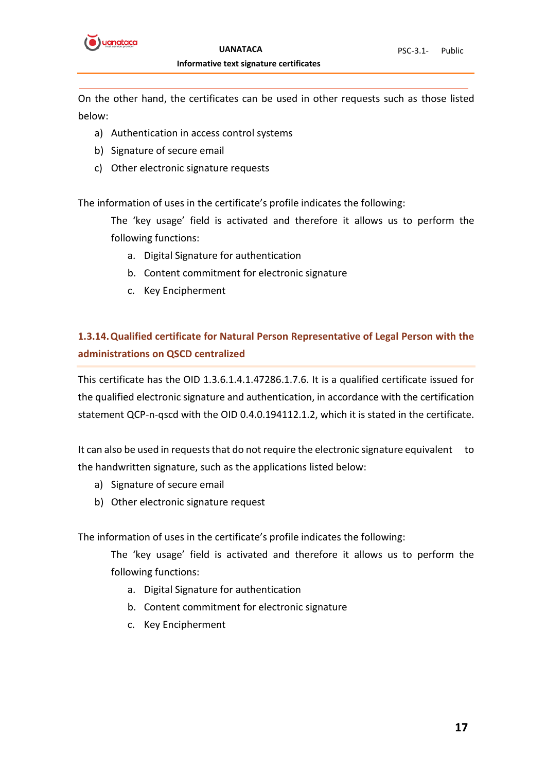On the other hand, the certificates can be used in other requests such as those listed below:

a) Authentication in access control systems
b) Signature of secure email
c) Other electronic signature requests

The information of uses in the certificate's profile indicates the following:

The 'key usage' field is activated and therefore it allows us to perform the following functions:

a. Digital Signature for authentication
b. Content commitment for electronic signature
c. Key Encipherment

### 1.3.14. Qualified certificate for Natural Person Representative of Legal Person with the administrations on QSCD centralized

This certificate has the OID 1.3.6.1.4.1.47286.1.7.6. It is a qualified certificate issued for the qualified electronic signature and authentication, in accordance with the certification statement QCP-n-qscd with the OID 0.4.0.194112.1.2, which it is stated in the certificate.

It can also be used in requests that do not require the electronic signature equivalent to the handwritten signature, such as the applications listed below:

a) Signature of secure email
b) Other electronic signature request

The information of uses in the certificate's profile indicates the following:

The 'key usage' field is activated and therefore it allows us to perform the following functions:

a. Digital Signature for authentication
b. Content commitment for electronic signature
c. Key Encipherment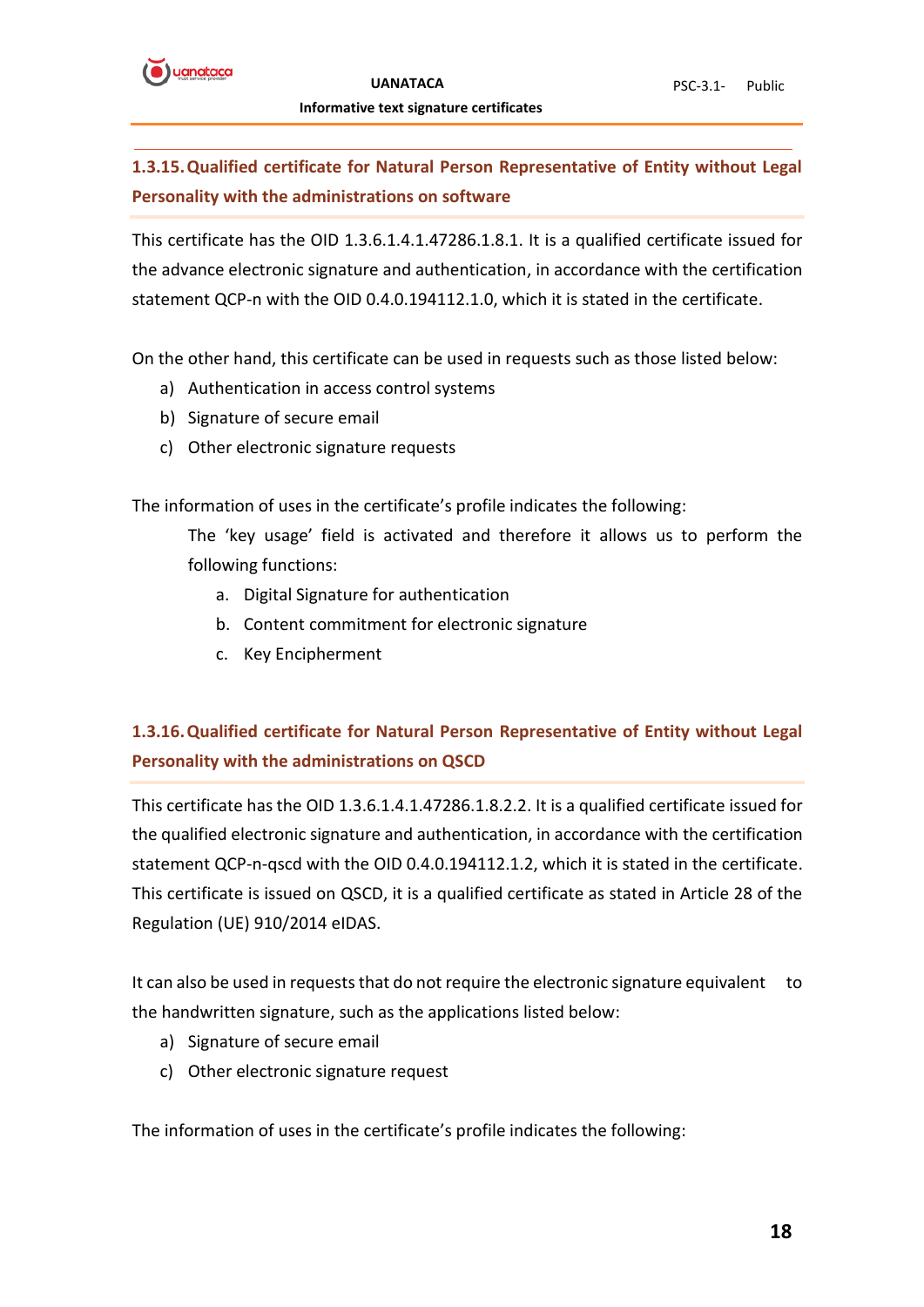### 1.3.15. Qualified certificate for Natural Person Representative of Entity without Legal Personality with the administrations on software

This certificate has the OID 1.3.6.1.4.1.47286.1.8.1. It is a qualified certificate issued for the advance electronic signature and authentication, in accordance with the certification statement QCP-n with the OID 0.4.0.194112.1.0, which it is stated in the certificate.

On the other hand, this certificate can be used in requests such as those listed below:

a) Authentication in access control systems
b) Signature of secure email
c) Other electronic signature requests

The information of uses in the certificate's profile indicates the following:

The 'key usage' field is activated and therefore it allows us to perform the following functions:

a. Digital Signature for authentication
b. Content commitment for electronic signature
c. Key Encipherment

### 1.3.16. Qualified certificate for Natural Person Representative of Entity without Legal Personality with the administrations on QSCD

This certificate has the OID 1.3.6.1.4.1.47286.1.8.2.2. It is a qualified certificate issued for the qualified electronic signature and authentication, in accordance with the certification statement QCP-n-qscd with the OID 0.4.0.194112.1.2, which it is stated in the certificate. This certificate is issued on QSCD, it is a qualified certificate as stated in Article 28 of the Regulation (UE) 910/2014 eIDAS.

It can also be used in requests that do not require the electronic signature equivalent to the handwritten signature, such as the applications listed below:

a) Signature of secure email
c) Other electronic signature request

The information of uses in the certificate's profile indicates the following: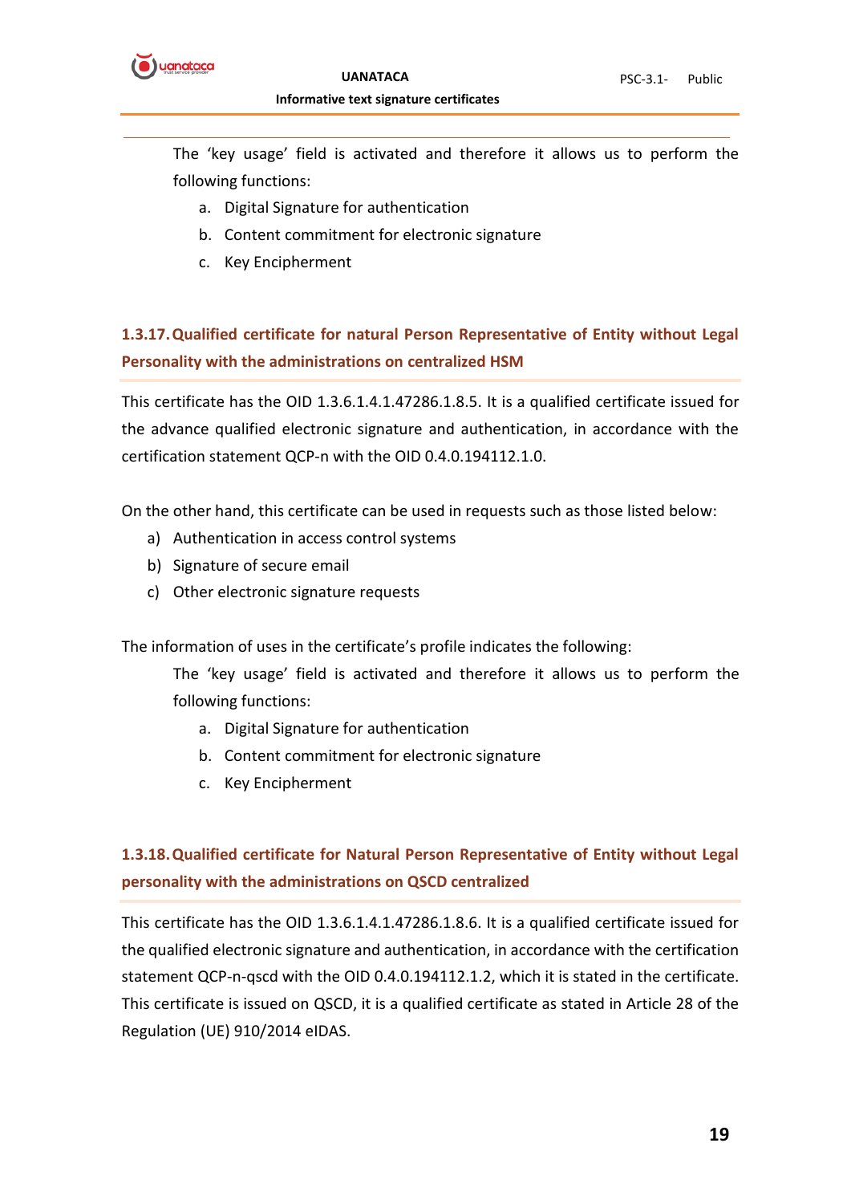The 'key usage' field is activated and therefore it allows us to perform the following functions:

a. Digital Signature for authentication
b. Content commitment for electronic signature
c. Key Encipherment

### 1.3.17. Qualified certificate for natural Person Representative of Entity without Legal Personality with the administrations on centralized HSM

This certificate has the OID 1.3.6.1.4.1.47286.1.8.5. It is a qualified certificate issued for the advance qualified electronic signature and authentication, in accordance with the certification statement QCP-n with the OID 0.4.0.194112.1.0.

On the other hand, this certificate can be used in requests such as those listed below:

a) Authentication in access control systems
b) Signature of secure email
c) Other electronic signature requests

The information of uses in the certificate's profile indicates the following:

The 'key usage' field is activated and therefore it allows us to perform the following functions:

a. Digital Signature for authentication
b. Content commitment for electronic signature
c. Key Encipherment

### 1.3.18. Qualified certificate for Natural Person Representative of Entity without Legal personality with the administrations on QSCD centralized

This certificate has the OID 1.3.6.1.4.1.47286.1.8.6. It is a qualified certificate issued for the qualified electronic signature and authentication, in accordance with the certification statement QCP-n-qscd with the OID 0.4.0.194112.1.2, which it is stated in the certificate. This certificate is issued on QSCD, it is a qualified certificate as stated in Article 28 of the Regulation (UE) 910/2014 eIDAS.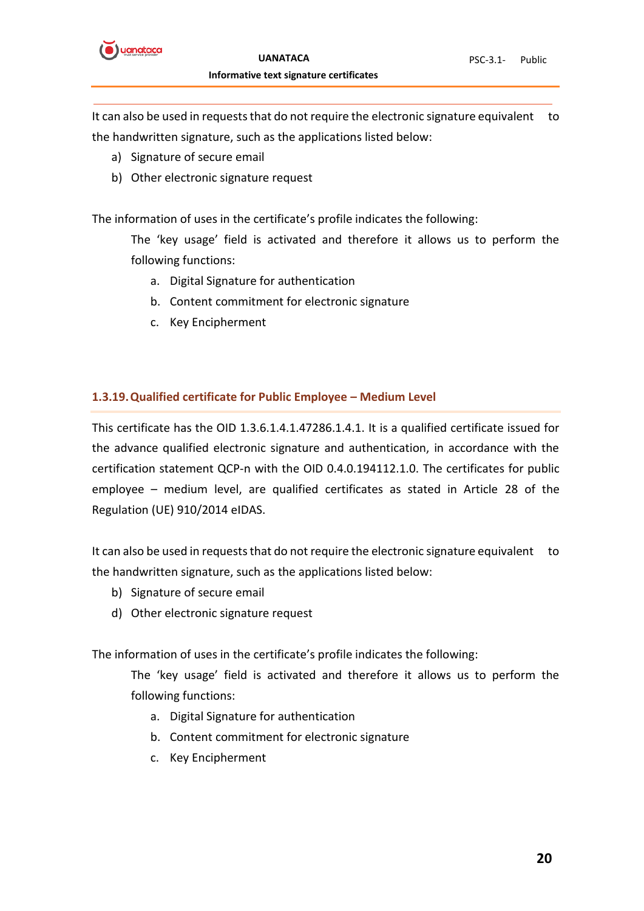It can also be used in requests that do not require the electronic signature equivalent to the handwritten signature, such as the applications listed below:

a) Signature of secure email
b) Other electronic signature request

The information of uses in the certificate's profile indicates the following:

The 'key usage' field is activated and therefore it allows us to perform the following functions:

a. Digital Signature for authentication
b. Content commitment for electronic signature
c. Key Encipherment

### 1.3.19. Qualified certificate for Public Employee – Medium Level

This certificate has the OID 1.3.6.1.4.1.47286.1.4.1. It is a qualified certificate issued for the advance qualified electronic signature and authentication, in accordance with the certification statement QCP-n with the OID 0.4.0.194112.1.0. The certificates for public employee – medium level, are qualified certificates as stated in Article 28 of the Regulation (UE) 910/2014 eIDAS.

It can also be used in requests that do not require the electronic signature equivalent to the handwritten signature, such as the applications listed below:

b) Signature of secure email
d) Other electronic signature request

The information of uses in the certificate's profile indicates the following:

The 'key usage' field is activated and therefore it allows us to perform the following functions:

a. Digital Signature for authentication
b. Content commitment for electronic signature
c. Key Encipherment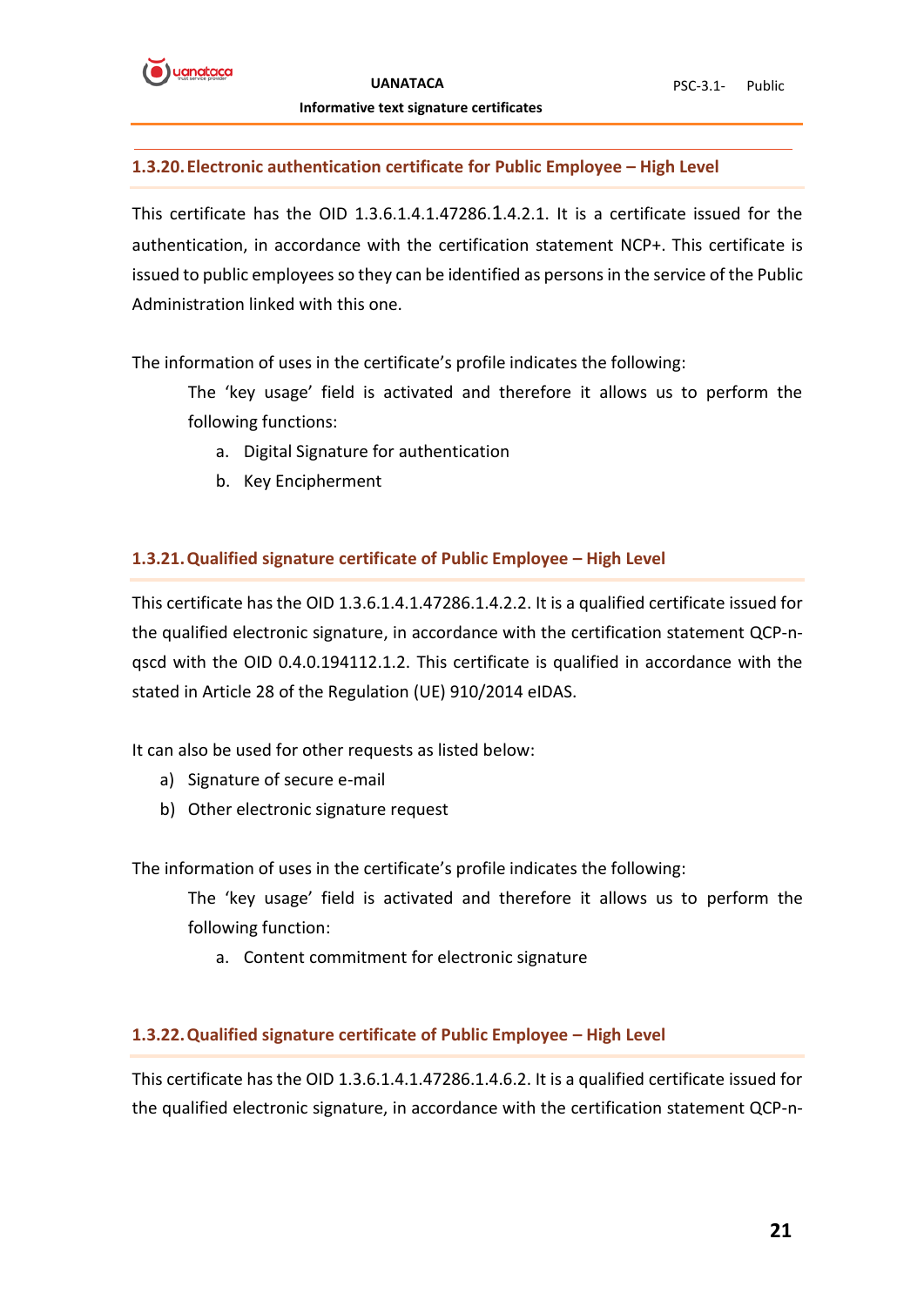### 1.3.20. Electronic authentication certificate for Public Employee – High Level

This certificate has the OID 1.3.6.1.4.1.47286.1.4.2.1. It is a certificate issued for the authentication, in accordance with the certification statement NCP+. This certificate is issued to public employees so they can be identified as persons in the service of the Public Administration linked with this one.

The information of uses in the certificate's profile indicates the following:

The 'key usage' field is activated and therefore it allows us to perform the following functions:

a. Digital Signature for authentication
b. Key Encipherment

### 1.3.21. Qualified signature certificate of Public Employee – High Level

This certificate has the OID 1.3.6.1.4.1.47286.1.4.2.2. It is a qualified certificate issued for the qualified electronic signature, in accordance with the certification statement QCP-n-qscd with the OID 0.4.0.194112.1.2. This certificate is qualified in accordance with the stated in Article 28 of the Regulation (UE) 910/2014 eIDAS.

It can also be used for other requests as listed below:

a) Signature of secure e-mail
b) Other electronic signature request

The information of uses in the certificate's profile indicates the following:

The 'key usage' field is activated and therefore it allows us to perform the following function:

a. Content commitment for electronic signature

### 1.3.22. Qualified signature certificate of Public Employee – High Level

This certificate has the OID 1.3.6.1.4.1.47286.1.4.6.2. It is a qualified certificate issued for the qualified electronic signature, in accordance with the certification statement QCP-n-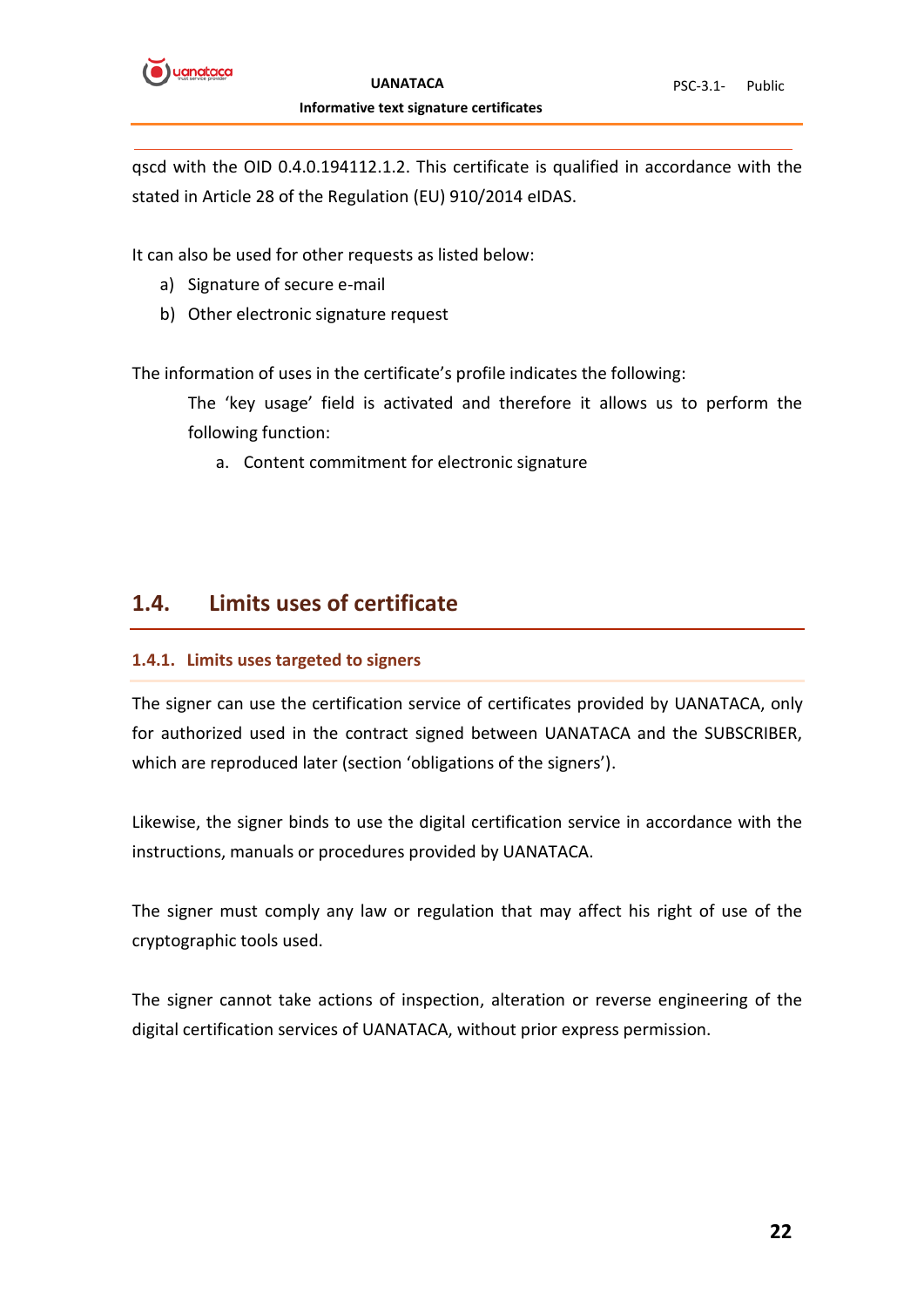qscd with the OID 0.4.0.194112.1.2. This certificate is qualified in accordance with the stated in Article 28 of the Regulation (EU) 910/2014 eIDAS.

It can also be used for other requests as listed below:

a) Signature of secure e-mail
b) Other electronic signature request

The information of uses in the certificate's profile indicates the following:

> The 'key usage' field is activated and therefore it allows us to perform the following function:
>
> a. Content commitment for electronic signature

## 1.4. Limits uses of certificate

### 1.4.1. Limits uses targeted to signers

The signer can use the certification service of certificates provided by UANATACA, only for authorized used in the contract signed between UANATACA and the SUBSCRIBER, which are reproduced later (section 'obligations of the signers').

Likewise, the signer binds to use the digital certification service in accordance with the instructions, manuals or procedures provided by UANATACA.

The signer must comply any law or regulation that may affect his right of use of the cryptographic tools used.

The signer cannot take actions of inspection, alteration or reverse engineering of the digital certification services of UANATACA, without prior express permission.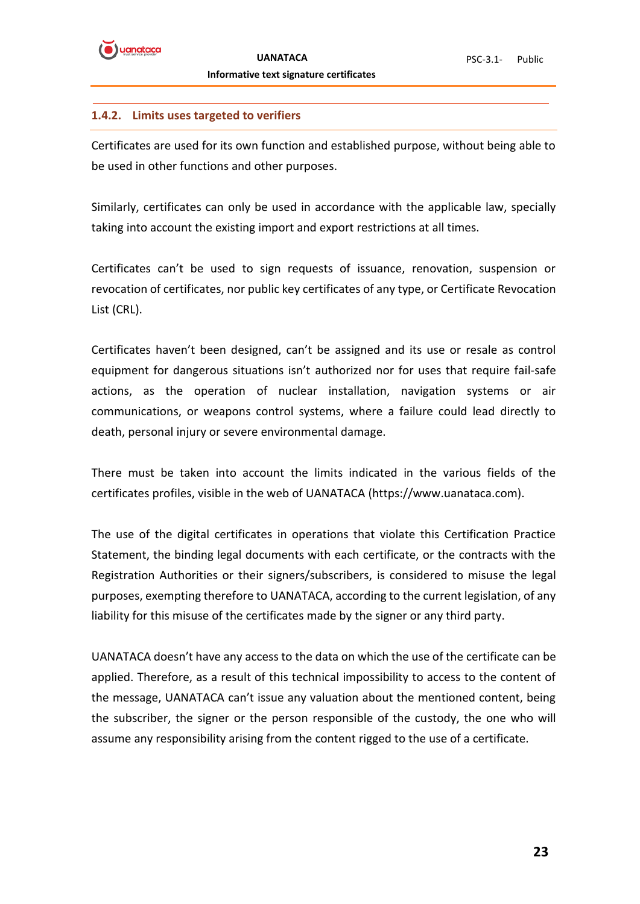### 1.4.2. Limits uses targeted to verifiers

Certificates are used for its own function and established purpose, without being able to be used in other functions and other purposes.

Similarly, certificates can only be used in accordance with the applicable law, specially taking into account the existing import and export restrictions at all times.

Certificates can't be used to sign requests of issuance, renovation, suspension or revocation of certificates, nor public key certificates of any type, or Certificate Revocation List (CRL).

Certificates haven't been designed, can't be assigned and its use or resale as control equipment for dangerous situations isn't authorized nor for uses that require fail-safe actions, as the operation of nuclear installation, navigation systems or air communications, or weapons control systems, where a failure could lead directly to death, personal injury or severe environmental damage.

There must be taken into account the limits indicated in the various fields of the certificates profiles, visible in the web of UANATACA (https://www.uanataca.com).

The use of the digital certificates in operations that violate this Certification Practice Statement, the binding legal documents with each certificate, or the contracts with the Registration Authorities or their signers/subscribers, is considered to misuse the legal purposes, exempting therefore to UANATACA, according to the current legislation, of any liability for this misuse of the certificates made by the signer or any third party.

UANATACA doesn't have any access to the data on which the use of the certificate can be applied. Therefore, as a result of this technical impossibility to access to the content of the message, UANATACA can't issue any valuation about the mentioned content, being the subscriber, the signer or the person responsible of the custody, the one who will assume any responsibility arising from the content rigged to the use of a certificate.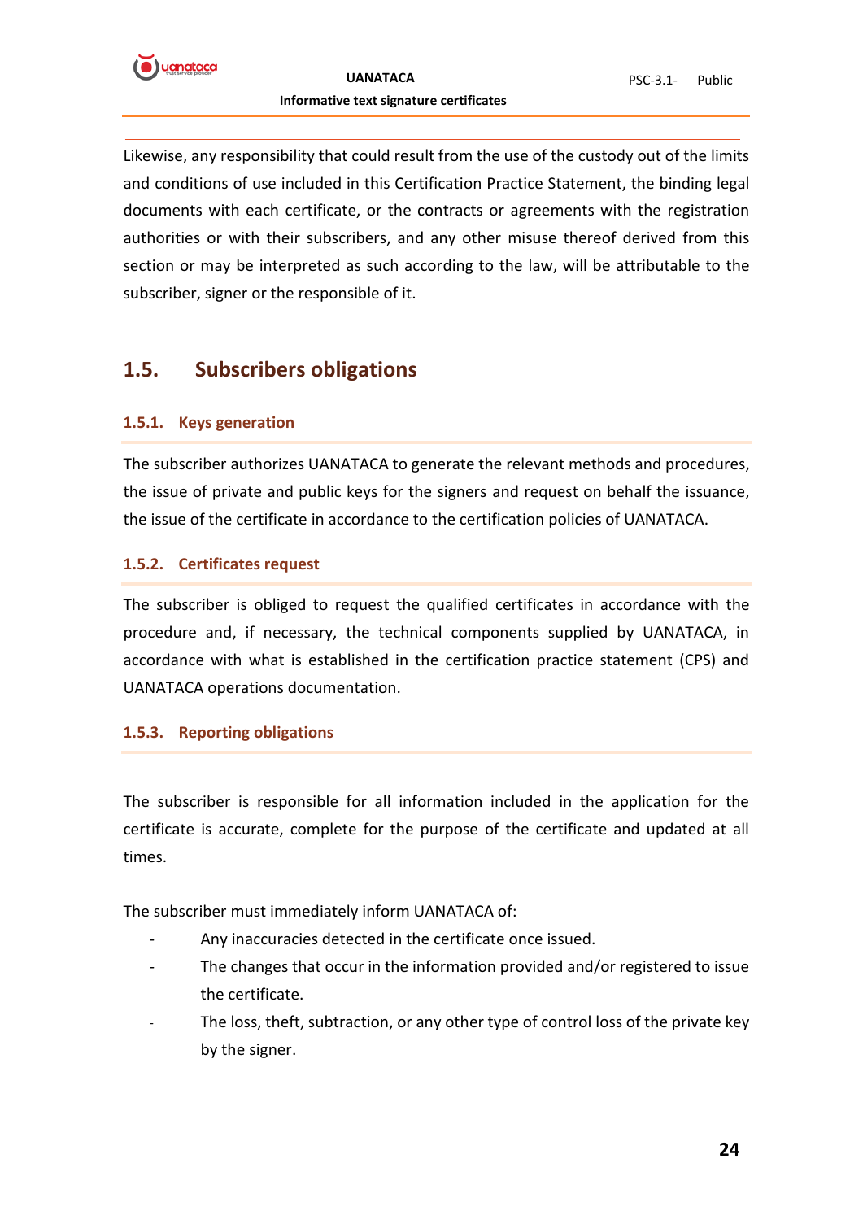Likewise, any responsibility that could result from the use of the custody out of the limits and conditions of use included in this Certification Practice Statement, the binding legal documents with each certificate, or the contracts or agreements with the registration authorities or with their subscribers, and any other misuse thereof derived from this section or may be interpreted as such according to the law, will be attributable to the subscriber, signer or the responsible of it.

## 1.5. Subscribers obligations

### 1.5.1. Keys generation

The subscriber authorizes UANATACA to generate the relevant methods and procedures, the issue of private and public keys for the signers and request on behalf the issuance, the issue of the certificate in accordance to the certification policies of UANATACA.

### 1.5.2. Certificates request

The subscriber is obliged to request the qualified certificates in accordance with the procedure and, if necessary, the technical components supplied by UANATACA, in accordance with what is established in the certification practice statement (CPS) and UANATACA operations documentation.

### 1.5.3. Reporting obligations

The subscriber is responsible for all information included in the application for the certificate is accurate, complete for the purpose of the certificate and updated at all times.

The subscriber must immediately inform UANATACA of:

- Any inaccuracies detected in the certificate once issued.
- The changes that occur in the information provided and/or registered to issue the certificate.
- The loss, theft, subtraction, or any other type of control loss of the private key by the signer.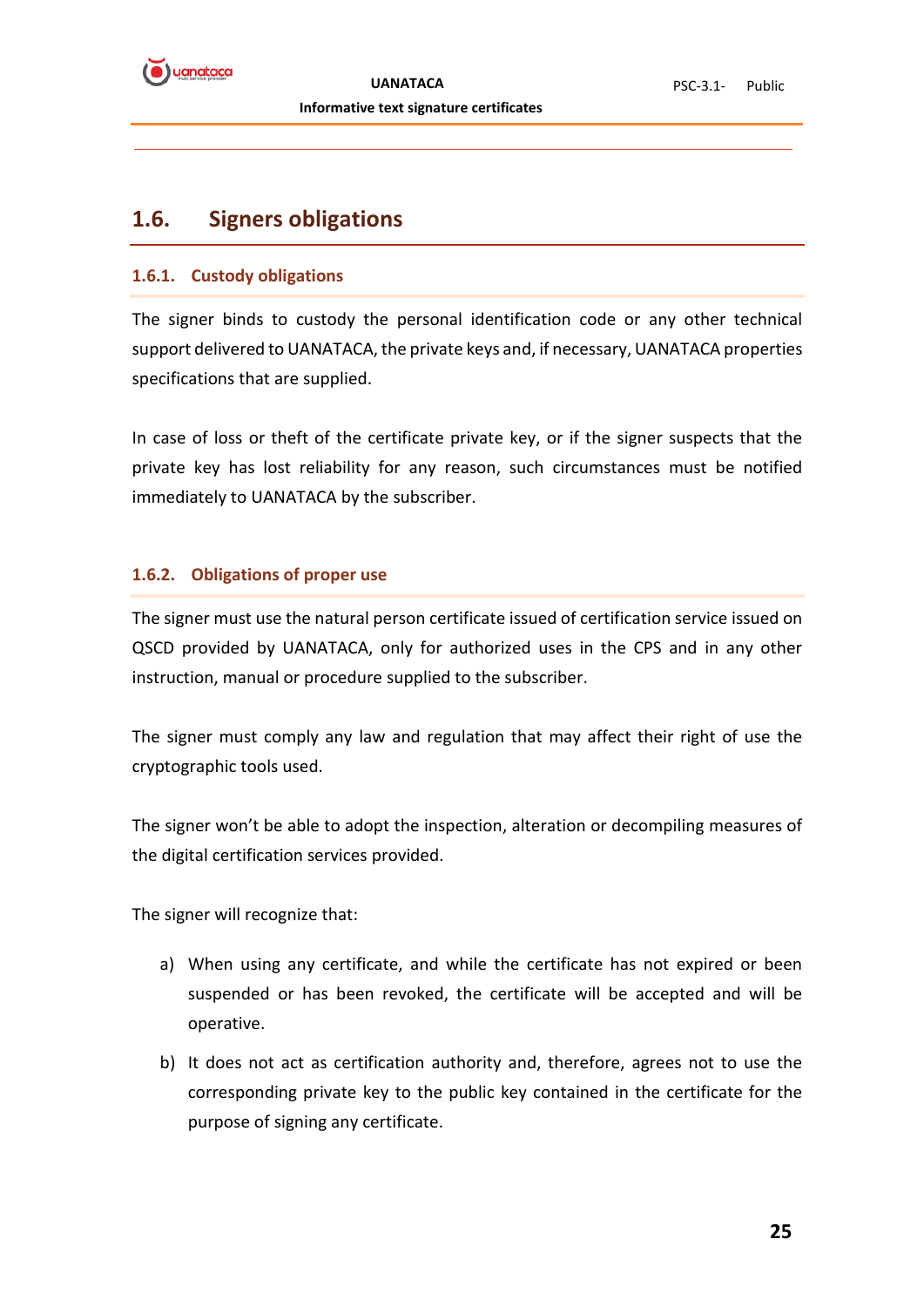## 1.6. Signers obligations

### 1.6.1. Custody obligations

The signer binds to custody the personal identification code or any other technical support delivered to UANATACA, the private keys and, if necessary, UANATACA properties specifications that are supplied.

In case of loss or theft of the certificate private key, or if the signer suspects that the private key has lost reliability for any reason, such circumstances must be notified immediately to UANATACA by the subscriber.

### 1.6.2. Obligations of proper use

The signer must use the natural person certificate issued of certification service issued on QSCD provided by UANATACA, only for authorized uses in the CPS and in any other instruction, manual or procedure supplied to the subscriber.

The signer must comply any law and regulation that may affect their right of use the cryptographic tools used.

The signer won't be able to adopt the inspection, alteration or decompiling measures of the digital certification services provided.

The signer will recognize that:

a) When using any certificate, and while the certificate has not expired or been suspended or has been revoked, the certificate will be accepted and will be operative.

b) It does not act as certification authority and, therefore, agrees not to use the corresponding private key to the public key contained in the certificate for the purpose of signing any certificate.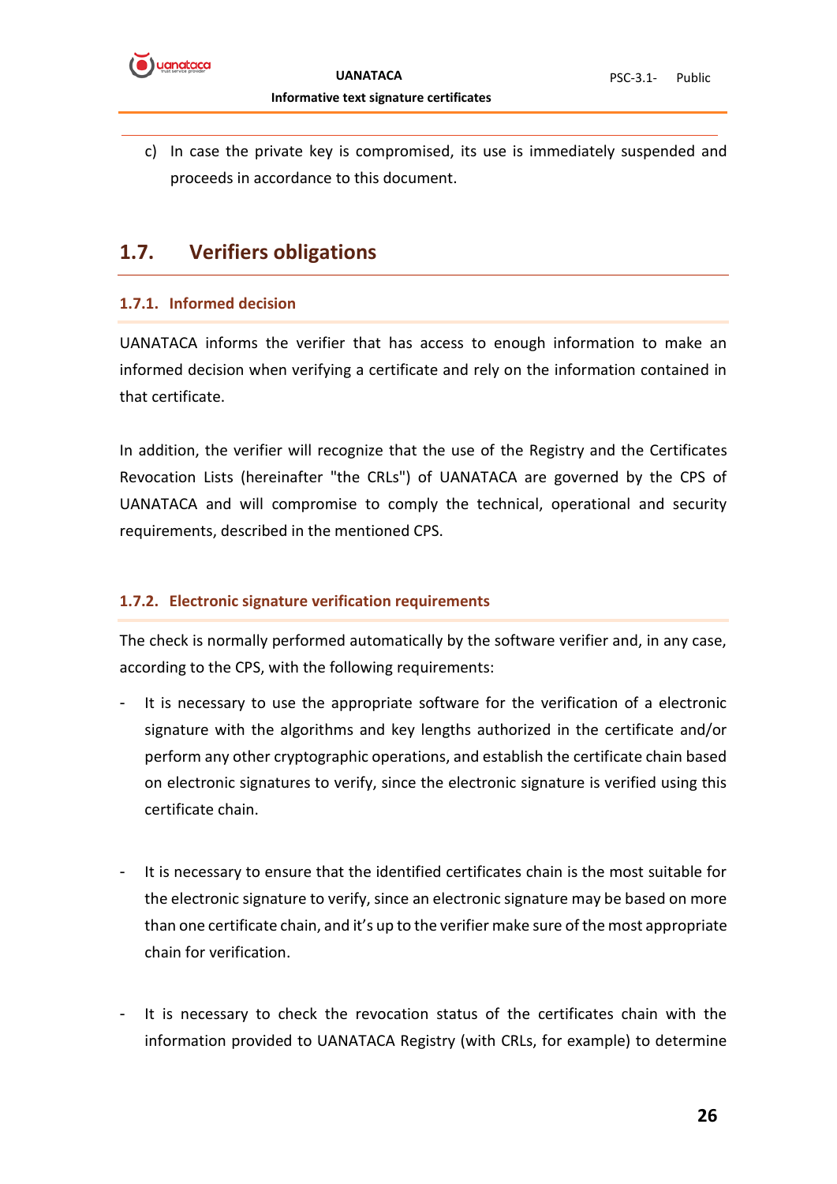c) In case the private key is compromised, its use is immediately suspended and proceeds in accordance to this document.

## 1.7. Verifiers obligations

### 1.7.1. Informed decision

UANATACA informs the verifier that has access to enough information to make an informed decision when verifying a certificate and rely on the information contained in that certificate.

In addition, the verifier will recognize that the use of the Registry and the Certificates Revocation Lists (hereinafter "the CRLs") of UANATACA are governed by the CPS of UANATACA and will compromise to comply the technical, operational and security requirements, described in the mentioned CPS.

### 1.7.2. Electronic signature verification requirements

The check is normally performed automatically by the software verifier and, in any case, according to the CPS, with the following requirements:

- It is necessary to use the appropriate software for the verification of a electronic signature with the algorithms and key lengths authorized in the certificate and/or perform any other cryptographic operations, and establish the certificate chain based on electronic signatures to verify, since the electronic signature is verified using this certificate chain.

- It is necessary to ensure that the identified certificates chain is the most suitable for the electronic signature to verify, since an electronic signature may be based on more than one certificate chain, and it's up to the verifier make sure of the most appropriate chain for verification.

- It is necessary to check the revocation status of the certificates chain with the information provided to UANATACA Registry (with CRLs, for example) to determine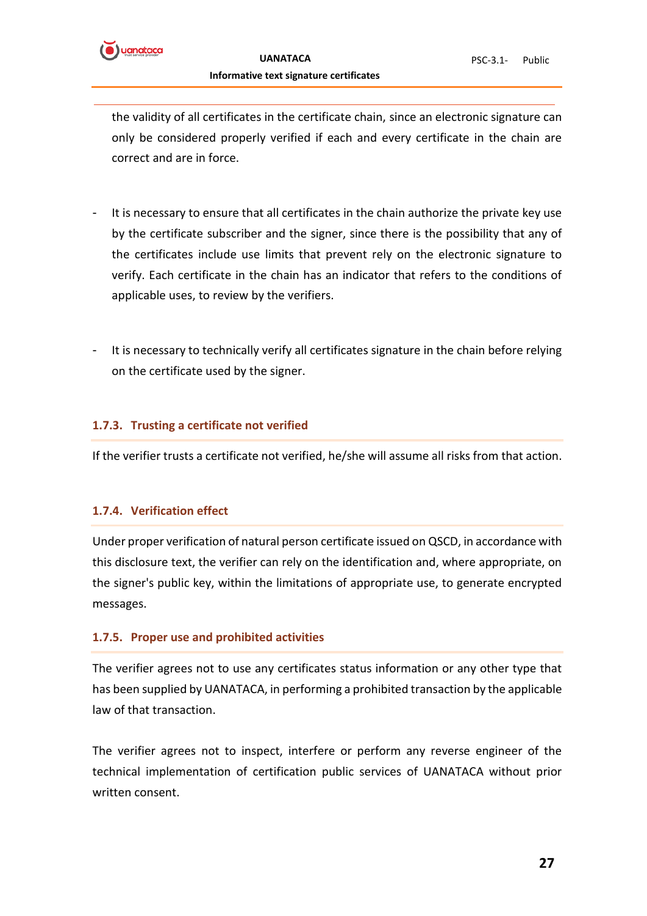the validity of all certificates in the certificate chain, since an electronic signature can only be considered properly verified if each and every certificate in the chain are correct and are in force.

- It is necessary to ensure that all certificates in the chain authorize the private key use by the certificate subscriber and the signer, since there is the possibility that any of the certificates include use limits that prevent rely on the electronic signature to verify. Each certificate in the chain has an indicator that refers to the conditions of applicable uses, to review by the verifiers.

- It is necessary to technically verify all certificates signature in the chain before relying on the certificate used by the signer.

### 1.7.3. Trusting a certificate not verified

If the verifier trusts a certificate not verified, he/she will assume all risks from that action.

### 1.7.4. Verification effect

Under proper verification of natural person certificate issued on QSCD, in accordance with this disclosure text, the verifier can rely on the identification and, where appropriate, on the signer's public key, within the limitations of appropriate use, to generate encrypted messages.

### 1.7.5. Proper use and prohibited activities

The verifier agrees not to use any certificates status information or any other type that has been supplied by UANATACA, in performing a prohibited transaction by the applicable law of that transaction.

The verifier agrees not to inspect, interfere or perform any reverse engineer of the technical implementation of certification public services of UANATACA without prior written consent.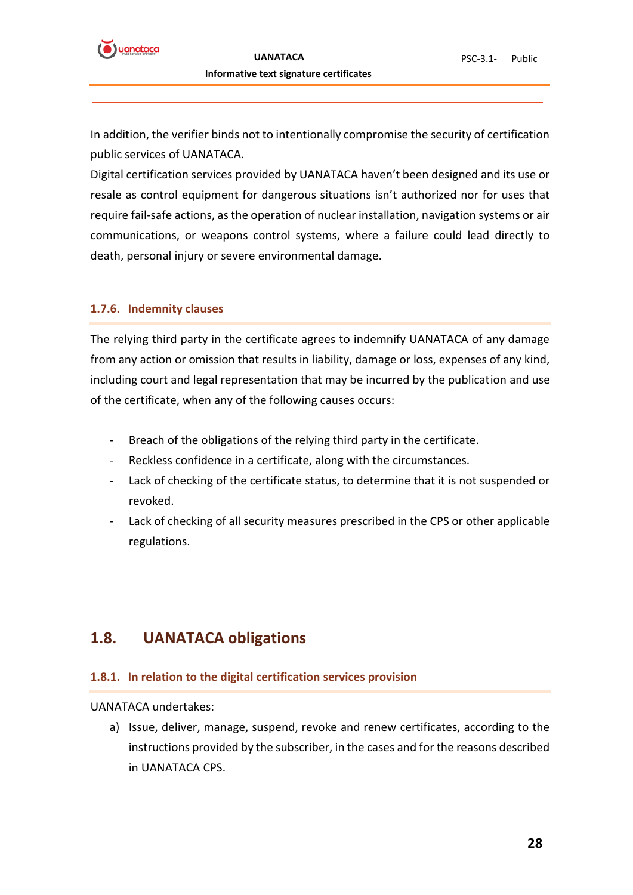In addition, the verifier binds not to intentionally compromise the security of certification public services of UANATACA.

Digital certification services provided by UANATACA haven't been designed and its use or resale as control equipment for dangerous situations isn't authorized nor for uses that require fail-safe actions, as the operation of nuclear installation, navigation systems or air communications, or weapons control systems, where a failure could lead directly to death, personal injury or severe environmental damage.

### 1.7.6. Indemnity clauses

The relying third party in the certificate agrees to indemnify UANATACA of any damage from any action or omission that results in liability, damage or loss, expenses of any kind, including court and legal representation that may be incurred by the publication and use of the certificate, when any of the following causes occurs:

- Breach of the obligations of the relying third party in the certificate.
- Reckless confidence in a certificate, along with the circumstances.
- Lack of checking of the certificate status, to determine that it is not suspended or revoked.
- Lack of checking of all security measures prescribed in the CPS or other applicable regulations.

## 1.8. UANATACA obligations

### 1.8.1. In relation to the digital certification services provision

UANATACA undertakes:

a) Issue, deliver, manage, suspend, revoke and renew certificates, according to the instructions provided by the subscriber, in the cases and for the reasons described in UANATACA CPS.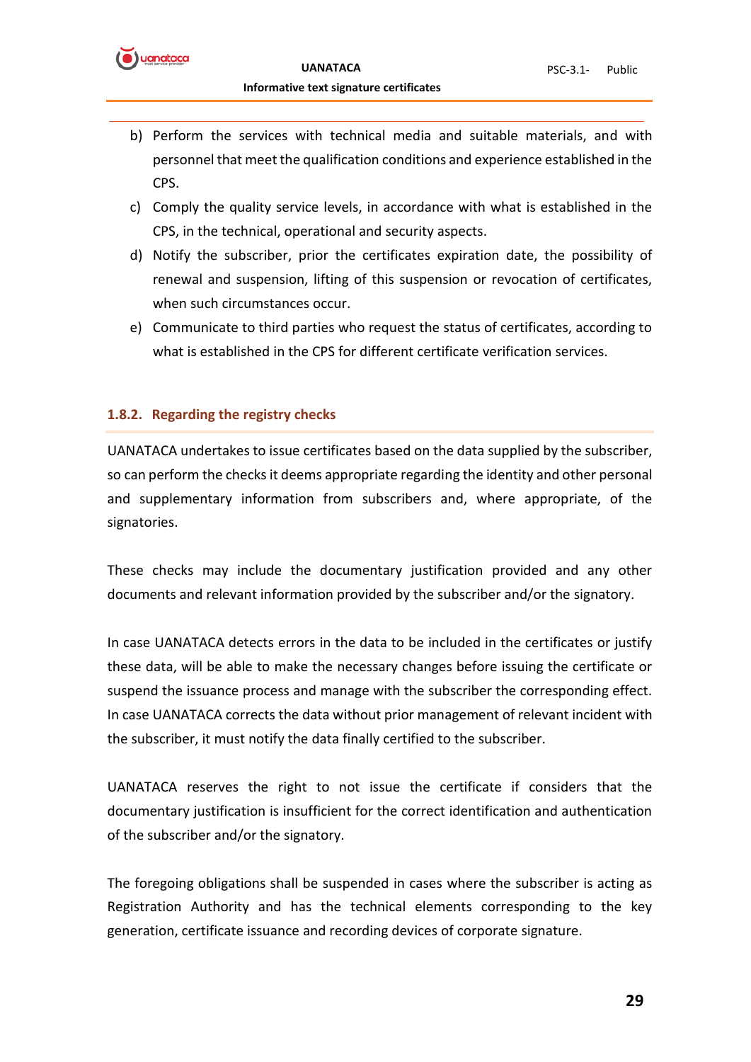b) Perform the services with technical media and suitable materials, and with personnel that meet the qualification conditions and experience established in the CPS.
c) Comply the quality service levels, in accordance with what is established in the CPS, in the technical, operational and security aspects.
d) Notify the subscriber, prior the certificates expiration date, the possibility of renewal and suspension, lifting of this suspension or revocation of certificates, when such circumstances occur.
e) Communicate to third parties who request the status of certificates, according to what is established in the CPS for different certificate verification services.

### 1.8.2. Regarding the registry checks

UANATACA undertakes to issue certificates based on the data supplied by the subscriber, so can perform the checks it deems appropriate regarding the identity and other personal and supplementary information from subscribers and, where appropriate, of the signatories.

These checks may include the documentary justification provided and any other documents and relevant information provided by the subscriber and/or the signatory.

In case UANATACA detects errors in the data to be included in the certificates or justify these data, will be able to make the necessary changes before issuing the certificate or suspend the issuance process and manage with the subscriber the corresponding effect. In case UANATACA corrects the data without prior management of relevant incident with the subscriber, it must notify the data finally certified to the subscriber.

UANATACA reserves the right to not issue the certificate if considers that the documentary justification is insufficient for the correct identification and authentication of the subscriber and/or the signatory.

The foregoing obligations shall be suspended in cases where the subscriber is acting as Registration Authority and has the technical elements corresponding to the key generation, certificate issuance and recording devices of corporate signature.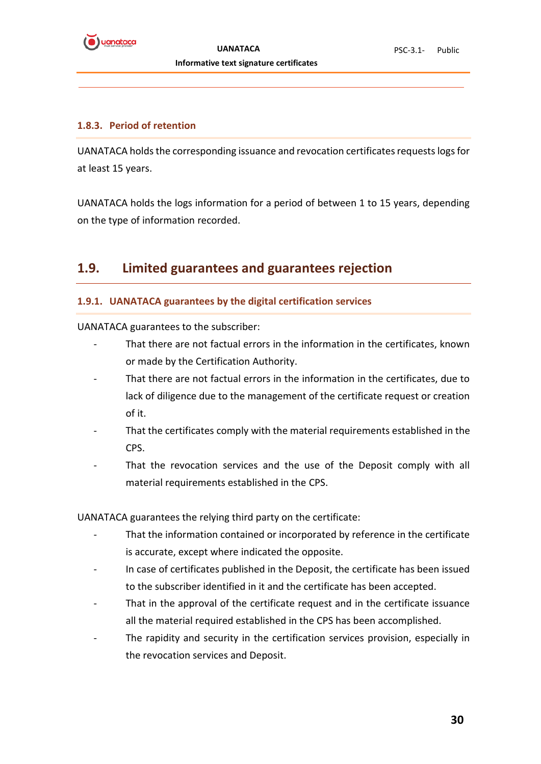### 1.8.3. Period of retention

UANATACA holds the corresponding issuance and revocation certificates requests logs for at least 15 years.

UANATACA holds the logs information for a period of between 1 to 15 years, depending on the type of information recorded.

## 1.9. Limited guarantees and guarantees rejection

### 1.9.1. UANATACA guarantees by the digital certification services

UANATACA guarantees to the subscriber:

- That there are not factual errors in the information in the certificates, known or made by the Certification Authority.
- That there are not factual errors in the information in the certificates, due to lack of diligence due to the management of the certificate request or creation of it.
- That the certificates comply with the material requirements established in the CPS.
- That the revocation services and the use of the Deposit comply with all material requirements established in the CPS.

UANATACA guarantees the relying third party on the certificate:

- That the information contained or incorporated by reference in the certificate is accurate, except where indicated the opposite.
- In case of certificates published in the Deposit, the certificate has been issued to the subscriber identified in it and the certificate has been accepted.
- That in the approval of the certificate request and in the certificate issuance all the material required established in the CPS has been accomplished.
- The rapidity and security in the certification services provision, especially in the revocation services and Deposit.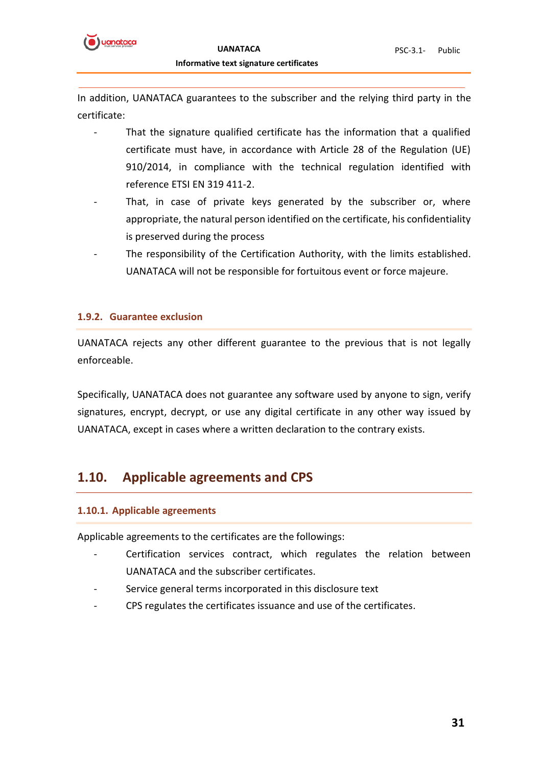In addition, UANATACA guarantees to the subscriber and the relying third party in the certificate:

- That the signature qualified certificate has the information that a qualified certificate must have, in accordance with Article 28 of the Regulation (UE) 910/2014, in compliance with the technical regulation identified with reference ETSI EN 319 411-2.
- That, in case of private keys generated by the subscriber or, where appropriate, the natural person identified on the certificate, his confidentiality is preserved during the process
- The responsibility of the Certification Authority, with the limits established. UANATACA will not be responsible for fortuitous event or force majeure.

### 1.9.2. Guarantee exclusion

UANATACA rejects any other different guarantee to the previous that is not legally enforceable.

Specifically, UANATACA does not guarantee any software used by anyone to sign, verify signatures, encrypt, decrypt, or use any digital certificate in any other way issued by UANATACA, except in cases where a written declaration to the contrary exists.

## 1.10. Applicable agreements and CPS

### 1.10.1. Applicable agreements

Applicable agreements to the certificates are the followings:

- Certification services contract, which regulates the relation between UANATACA and the subscriber certificates.
- Service general terms incorporated in this disclosure text
- CPS regulates the certificates issuance and use of the certificates.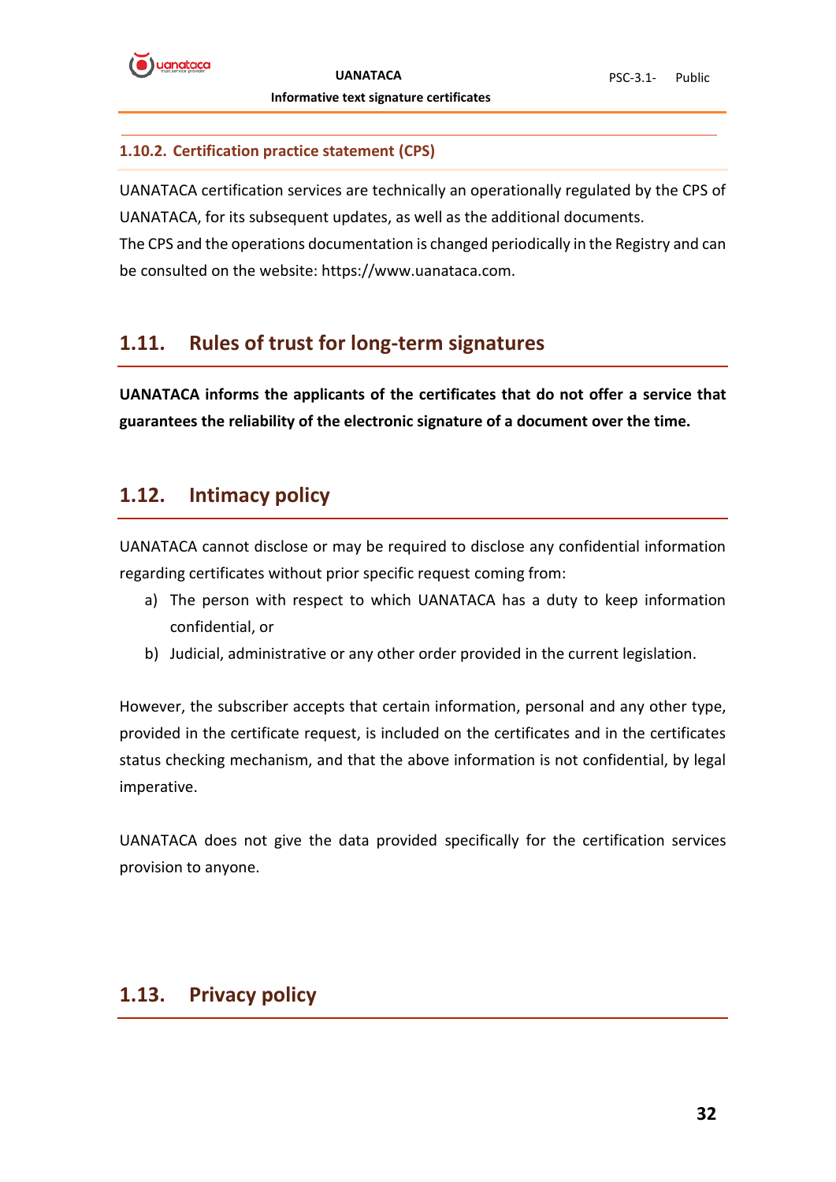### 1.10.2. Certification practice statement (CPS)

UANATACA certification services are technically an operationally regulated by the CPS of UANATACA, for its subsequent updates, as well as the additional documents.
The CPS and the operations documentation is changed periodically in the Registry and can be consulted on the website: https://www.uanataca.com.

## 1.11. Rules of trust for long-term signatures

**UANATACA informs the applicants of the certificates that do not offer a service that guarantees the reliability of the electronic signature of a document over the time.**

## 1.12. Intimacy policy

UANATACA cannot disclose or may be required to disclose any confidential information regarding certificates without prior specific request coming from:

a) The person with respect to which UANATACA has a duty to keep information confidential, or
b) Judicial, administrative or any other order provided in the current legislation.

However, the subscriber accepts that certain information, personal and any other type, provided in the certificate request, is included on the certificates and in the certificates status checking mechanism, and that the above information is not confidential, by legal imperative.

UANATACA does not give the data provided specifically for the certification services provision to anyone.

## 1.13. Privacy policy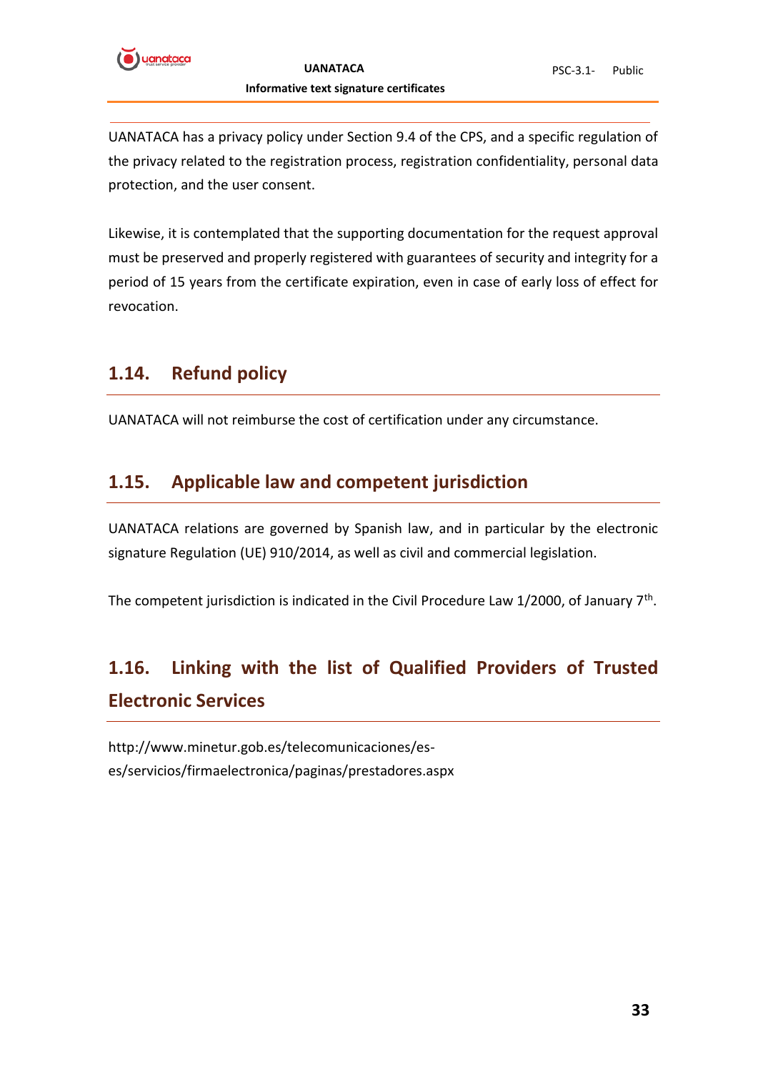UANATACA has a privacy policy under Section 9.4 of the CPS, and a specific regulation of the privacy related to the registration process, registration confidentiality, personal data protection, and the user consent.

Likewise, it is contemplated that the supporting documentation for the request approval must be preserved and properly registered with guarantees of security and integrity for a period of 15 years from the certificate expiration, even in case of early loss of effect for revocation.

## 1.14. Refund policy

UANATACA will not reimburse the cost of certification under any circumstance.

## 1.15. Applicable law and competent jurisdiction

UANATACA relations are governed by Spanish law, and in particular by the electronic signature Regulation (UE) 910/2014, as well as civil and commercial legislation.

The competent jurisdiction is indicated in the Civil Procedure Law 1/2000, of January 7th.

## 1.16. Linking with the list of Qualified Providers of Trusted Electronic Services

http://www.minetur.gob.es/telecomunicaciones/es-es/servicios/firmaelectronica/paginas/prestadores.aspx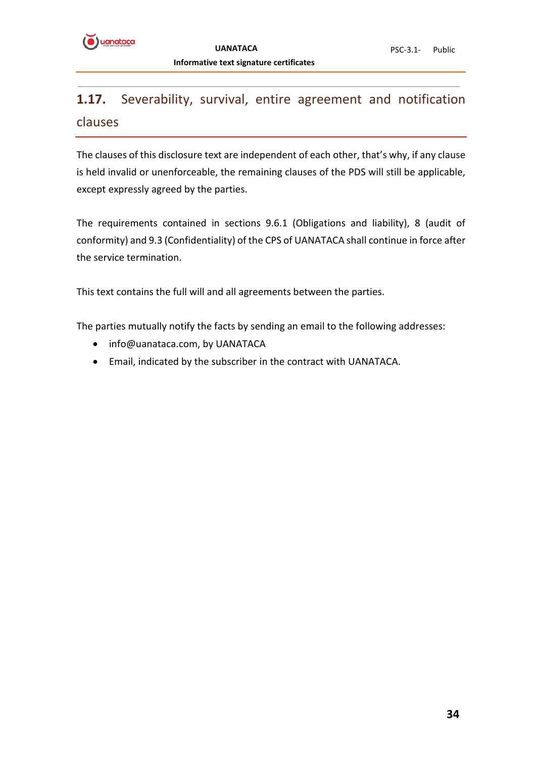## 1.17. Severability, survival, entire agreement and notification clauses

The clauses of this disclosure text are independent of each other, that's why, if any clause is held invalid or unenforceable, the remaining clauses of the PDS will still be applicable, except expressly agreed by the parties.

The requirements contained in sections 9.6.1 (Obligations and liability), 8 (audit of conformity) and 9.3 (Confidentiality) of the CPS of UANATACA shall continue in force after the service termination.

This text contains the full will and all agreements between the parties.

The parties mutually notify the facts by sending an email to the following addresses:

- info@uanataca.com, by UANATACA
- Email, indicated by the subscriber in the contract with UANATACA.